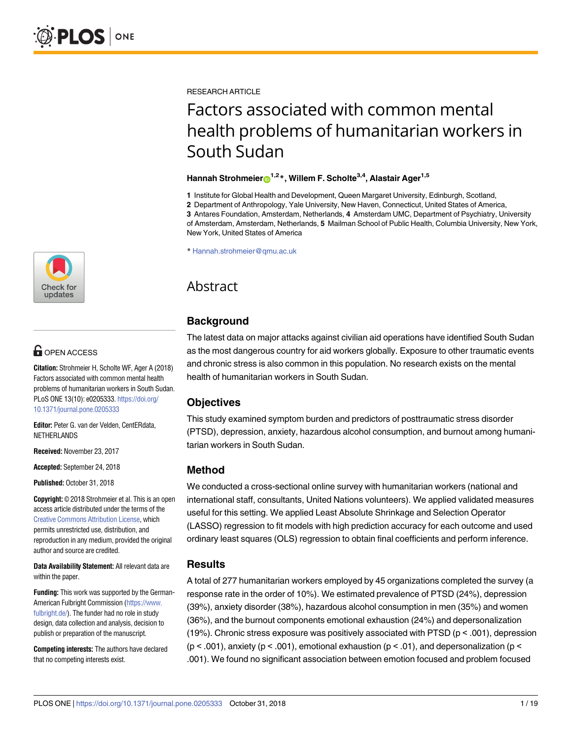RESEARCH ARTICLE

# Factors associated with common mental health problems of humanitarian workers in South Sudan

**Hannah Strohmeier[1,2]*, Willem F. Scholte[3,4], Alastair Ager[1,5]**

**1** Institute for Global Health and Development, Queen Margaret University, Edinburgh, Scotland, **2** Department of Anthropology, Yale University, New Haven, Connecticut, United States of America, **3** Antares Foundation, Amsterdam, Netherlands, **4** Amsterdam UMC, Department of Psychiatry, University of Amsterdam, Amsterdam, Netherlands, **5** Mailman School of Public Health, Columbia University, New York, New York, United States of America

* Hannah.strohmeier@qmu.ac.uk

OPEN ACCESS

**Citation:** Strohmeier H, Scholte WF, Ager A (2018) Factors associated with common mental health problems of humanitarian workers in South Sudan. PLoS ONE 13(10): e0205333. https://doi.org/10.1371/journal.pone.0205333

**Editor:** Peter G. van der Velden, CentERdata, NETHERLANDS

**Received:** November 23, 2017

**Accepted:** September 24, 2018

**Published:** October 31, 2018

**Copyright:** © 2018 Strohmeier et al. This is an open access article distributed under the terms of the Creative Commons Attribution License, which permits unrestricted use, distribution, and reproduction in any medium, provided the original author and source are credited.

**Data Availability Statement:** All relevant data are within the paper.

**Funding:** This work was supported by the German-American Fulbright Commission (https://www.fulbright.de/). The funder had no role in study design, data collection and analysis, decision to publish or preparation of the manuscript.

**Competing interests:** The authors have declared that no competing interests exist.

## Abstract

### Background

The latest data on major attacks against civilian aid operations have identified South Sudan as the most dangerous country for aid workers globally. Exposure to other traumatic events and chronic stress is also common in this population. No research exists on the mental health of humanitarian workers in South Sudan.

### Objectives

This study examined symptom burden and predictors of posttraumatic stress disorder (PTSD), depression, anxiety, hazardous alcohol consumption, and burnout among humanitarian workers in South Sudan.

### Method

We conducted a cross-sectional online survey with humanitarian workers (national and international staff, consultants, United Nations volunteers). We applied validated measures useful for this setting. We applied Least Absolute Shrinkage and Selection Operator (LASSO) regression to fit models with high prediction accuracy for each outcome and used ordinary least squares (OLS) regression to obtain final coefficients and perform inference.

### Results

A total of 277 humanitarian workers employed by 45 organizations completed the survey (a response rate in the order of 10%). We estimated prevalence of PTSD (24%), depression (39%), anxiety disorder (38%), hazardous alcohol consumption in men (35%) and women (36%), and the burnout components emotional exhaustion (24%) and depersonalization (19%). Chronic stress exposure was positively associated with PTSD ($p < .001$), depression ($p < .001$), anxiety ($p < .001$), emotional exhaustion ($p < .01$), and depersonalization ($p < .001$). We found no significant association between emotion focused and problem focused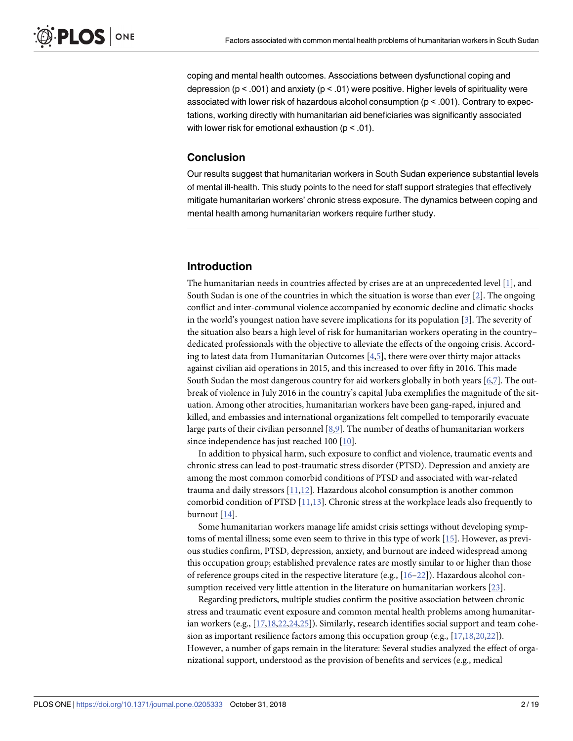coping and mental health outcomes. Associations between dysfunctional coping and depression ($p < .001$) and anxiety ($p < .01$) were positive. Higher levels of spirituality were associated with lower risk of hazardous alcohol consumption ($p < .001$). Contrary to expectations, working directly with humanitarian aid beneficiaries was significantly associated with lower risk for emotional exhaustion ($p < .01$).

## Conclusion

Our results suggest that humanitarian workers in South Sudan experience substantial levels of mental ill-health. This study points to the need for staff support strategies that effectively mitigate humanitarian workers' chronic stress exposure. The dynamics between coping and mental health among humanitarian workers require further study.

## Introduction

The humanitarian needs in countries affected by crises are at an unprecedented level [1], and South Sudan is one of the countries in which the situation is worse than ever [2]. The ongoing conflict and inter-communal violence accompanied by economic decline and climatic shocks in the world's youngest nation have severe implications for its population [3]. The severity of the situation also bears a high level of risk for humanitarian workers operating in the country–dedicated professionals with the objective to alleviate the effects of the ongoing crisis. According to latest data from Humanitarian Outcomes [4,5], there were over thirty major attacks against civilian aid operations in 2015, and this increased to over fifty in 2016. This made South Sudan the most dangerous country for aid workers globally in both years [6,7]. The outbreak of violence in July 2016 in the country's capital Juba exemplifies the magnitude of the situation. Among other atrocities, humanitarian workers have been gang-raped, injured and killed, and embassies and international organizations felt compelled to temporarily evacuate large parts of their civilian personnel [8,9]. The number of deaths of humanitarian workers since independence has just reached 100 [10].

In addition to physical harm, such exposure to conflict and violence, traumatic events and chronic stress can lead to post-traumatic stress disorder (PTSD). Depression and anxiety are among the most common comorbid conditions of PTSD and associated with war-related trauma and daily stressors [11,12]. Hazardous alcohol consumption is another common comorbid condition of PTSD [11,13]. Chronic stress at the workplace leads also frequently to burnout [14].

Some humanitarian workers manage life amidst crisis settings without developing symptoms of mental illness; some even seem to thrive in this type of work [15]. However, as previous studies confirm, PTSD, depression, anxiety, and burnout are indeed widespread among this occupation group; established prevalence rates are mostly similar to or higher than those of reference groups cited in the respective literature (e.g., [16–22]). Hazardous alcohol consumption received very little attention in the literature on humanitarian workers [23].

Regarding predictors, multiple studies confirm the positive association between chronic stress and traumatic event exposure and common mental health problems among humanitarian workers (e.g., [17,18,22,24,25]). Similarly, research identifies social support and team cohesion as important resilience factors among this occupation group (e.g., [17,18,20,22]). However, a number of gaps remain in the literature: Several studies analyzed the effect of organizational support, understood as the provision of benefits and services (e.g., medical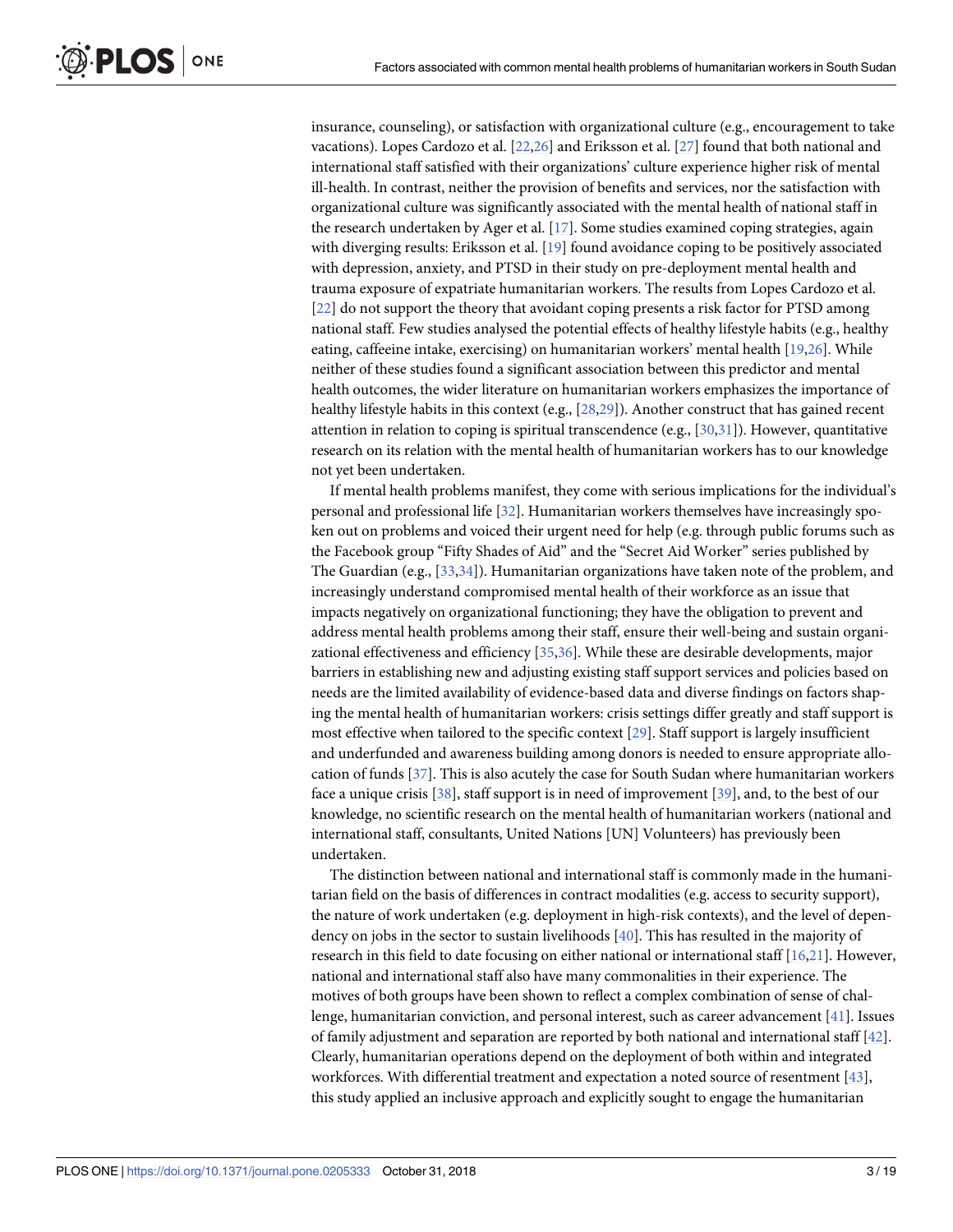insurance, counseling), or satisfaction with organizational culture (e.g., encouragement to take vacations). Lopes Cardozo et al. [22,26] and Eriksson et al. [27] found that both national and international staff satisfied with their organizations' culture experience higher risk of mental ill-health. In contrast, neither the provision of benefits and services, nor the satisfaction with organizational culture was significantly associated with the mental health of national staff in the research undertaken by Ager et al. [17]. Some studies examined coping strategies, again with diverging results: Eriksson et al. [19] found avoidance coping to be positively associated with depression, anxiety, and PTSD in their study on pre-deployment mental health and trauma exposure of expatriate humanitarian workers. The results from Lopes Cardozo et al. [22] do not support the theory that avoidant coping presents a risk factor for PTSD among national staff. Few studies analysed the potential effects of healthy lifestyle habits (e.g., healthy eating, caffeine intake, exercising) on humanitarian workers' mental health [19,26]. While neither of these studies found a significant association between this predictor and mental health outcomes, the wider literature on humanitarian workers emphasizes the importance of healthy lifestyle habits in this context (e.g., [28,29]). Another construct that has gained recent attention in relation to coping is spiritual transcendence (e.g., [30,31]). However, quantitative research on its relation with the mental health of humanitarian workers has to our knowledge not yet been undertaken.

If mental health problems manifest, they come with serious implications for the individual's personal and professional life [32]. Humanitarian workers themselves have increasingly spoken out on problems and voiced their urgent need for help (e.g. through public forums such as the Facebook group "Fifty Shades of Aid" and the "Secret Aid Worker" series published by The Guardian (e.g., [33,34]). Humanitarian organizations have taken note of the problem, and increasingly understand compromised mental health of their workforce as an issue that impacts negatively on organizational functioning; they have the obligation to prevent and address mental health problems among their staff, ensure their well-being and sustain organizational effectiveness and efficiency [35,36]. While these are desirable developments, major barriers in establishing new and adjusting existing staff support services and policies based on needs are the limited availability of evidence-based data and diverse findings on factors shaping the mental health of humanitarian workers: crisis settings differ greatly and staff support is most effective when tailored to the specific context [29]. Staff support is largely insufficient and underfunded and awareness building among donors is needed to ensure appropriate allocation of funds [37]. This is also acutely the case for South Sudan where humanitarian workers face a unique crisis [38], staff support is in need of improvement [39], and, to the best of our knowledge, no scientific research on the mental health of humanitarian workers (national and international staff, consultants, United Nations [UN] Volunteers) has previously been undertaken.

The distinction between national and international staff is commonly made in the humanitarian field on the basis of differences in contract modalities (e.g. access to security support), the nature of work undertaken (e.g. deployment in high-risk contexts), and the level of dependency on jobs in the sector to sustain livelihoods [40]. This has resulted in the majority of research in this field to date focusing on either national or international staff [16,21]. However, national and international staff also have many commonalities in their experience. The motives of both groups have been shown to reflect a complex combination of sense of challenge, humanitarian conviction, and personal interest, such as career advancement [41]. Issues of family adjustment and separation are reported by both national and international staff [42]. Clearly, humanitarian operations depend on the deployment of both within and integrated workforces. With differential treatment and expectation a noted source of resentment [43], this study applied an inclusive approach and explicitly sought to engage the humanitarian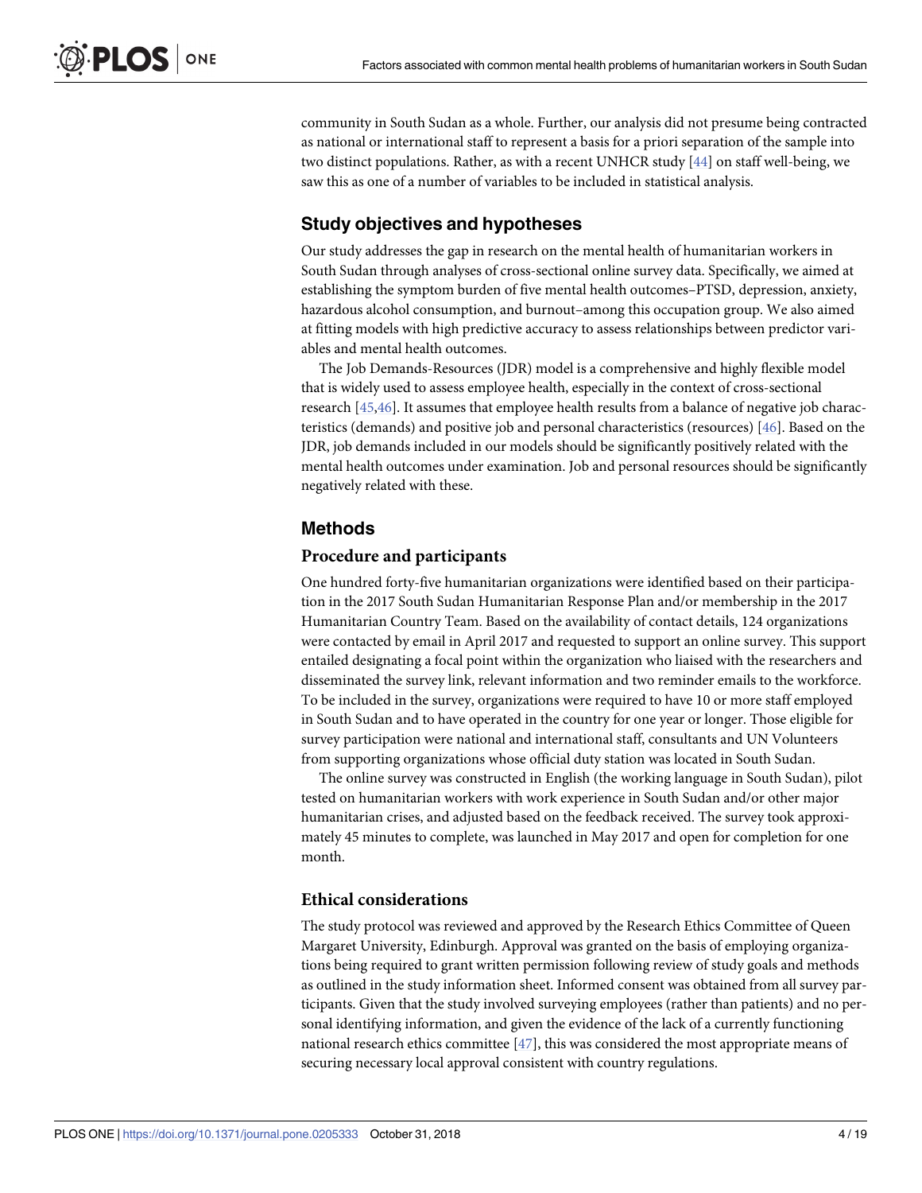community in South Sudan as a whole. Further, our analysis did not presume being contracted as national or international staff to represent a basis for a priori separation of the sample into two distinct populations. Rather, as with a recent UNHCR study [44] on staff well-being, we saw this as one of a number of variables to be included in statistical analysis.

## Study objectives and hypotheses

Our study addresses the gap in research on the mental health of humanitarian workers in South Sudan through analyses of cross-sectional online survey data. Specifically, we aimed at establishing the symptom burden of five mental health outcomes–PTSD, depression, anxiety, hazardous alcohol consumption, and burnout–among this occupation group. We also aimed at fitting models with high predictive accuracy to assess relationships between predictor variables and mental health outcomes.

The Job Demands-Resources (JDR) model is a comprehensive and highly flexible model that is widely used to assess employee health, especially in the context of cross-sectional research [45,46]. It assumes that employee health results from a balance of negative job characteristics (demands) and positive job and personal characteristics (resources) [46]. Based on the JDR, job demands included in our models should be significantly positively related with the mental health outcomes under examination. Job and personal resources should be significantly negatively related with these.

## Methods

### Procedure and participants

One hundred forty-five humanitarian organizations were identified based on their participation in the 2017 South Sudan Humanitarian Response Plan and/or membership in the 2017 Humanitarian Country Team. Based on the availability of contact details, 124 organizations were contacted by email in April 2017 and requested to support an online survey. This support entailed designating a focal point within the organization who liaised with the researchers and disseminated the survey link, relevant information and two reminder emails to the workforce. To be included in the survey, organizations were required to have 10 or more staff employed in South Sudan and to have operated in the country for one year or longer. Those eligible for survey participation were national and international staff, consultants and UN Volunteers from supporting organizations whose official duty station was located in South Sudan.

The online survey was constructed in English (the working language in South Sudan), pilot tested on humanitarian workers with work experience in South Sudan and/or other major humanitarian crises, and adjusted based on the feedback received. The survey took approximately 45 minutes to complete, was launched in May 2017 and open for completion for one month.

### Ethical considerations

The study protocol was reviewed and approved by the Research Ethics Committee of Queen Margaret University, Edinburgh. Approval was granted on the basis of employing organizations being required to grant written permission following review of study goals and methods as outlined in the study information sheet. Informed consent was obtained from all survey participants. Given that the study involved surveying employees (rather than patients) and no personal identifying information, and given the evidence of the lack of a currently functioning national research ethics committee [47], this was considered the most appropriate means of securing necessary local approval consistent with country regulations.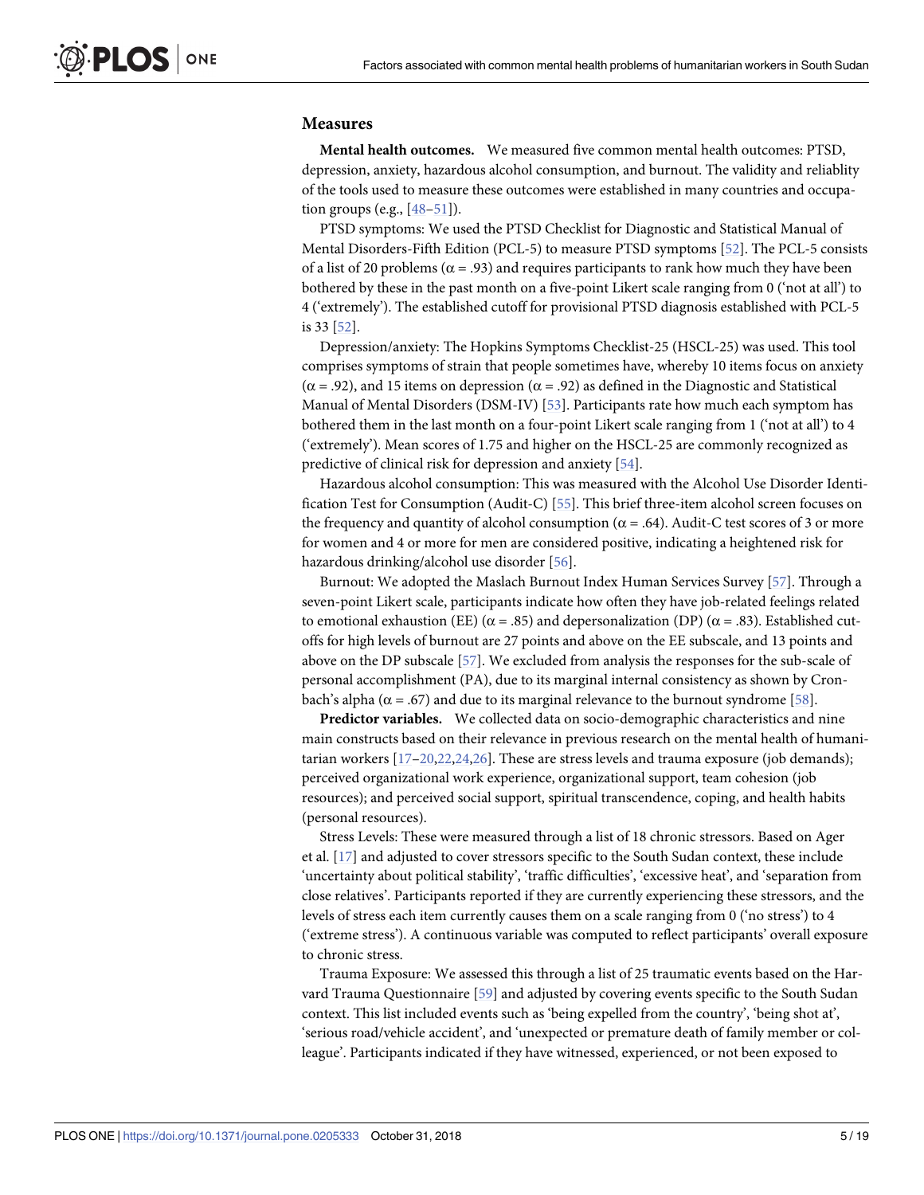## Measures

**Mental health outcomes.** We measured five common mental health outcomes: PTSD, depression, anxiety, hazardous alcohol consumption, and burnout. The validity and reliablity of the tools used to measure these outcomes were established in many countries and occupation groups (e.g., [48–51]).

PTSD symptoms: We used the PTSD Checklist for Diagnostic and Statistical Manual of Mental Disorders-Fifth Edition (PCL-5) to measure PTSD symptoms [52]. The PCL-5 consists of a list of 20 problems ($\alpha = .93$) and requires participants to rank how much they have been bothered by these in the past month on a five-point Likert scale ranging from 0 ('not at all') to 4 ('extremely'). The established cutoff for provisional PTSD diagnosis established with PCL-5 is 33 [52].

Depression/anxiety: The Hopkins Symptoms Checklist-25 (HSCL-25) was used. This tool comprises symptoms of strain that people sometimes have, whereby 10 items focus on anxiety ($\alpha = .92$), and 15 items on depression ($\alpha = .92$) as defined in the Diagnostic and Statistical Manual of Mental Disorders (DSM-IV) [53]. Participants rate how much each symptom has bothered them in the last month on a four-point Likert scale ranging from 1 ('not at all') to 4 ('extremely'). Mean scores of 1.75 and higher on the HSCL-25 are commonly recognized as predictive of clinical risk for depression and anxiety [54].

Hazardous alcohol consumption: This was measured with the Alcohol Use Disorder Identification Test for Consumption (Audit-C) [55]. This brief three-item alcohol screen focuses on the frequency and quantity of alcohol consumption ($\alpha = .64$). Audit-C test scores of 3 or more for women and 4 or more for men are considered positive, indicating a heightened risk for hazardous drinking/alcohol use disorder [56].

Burnout: We adopted the Maslach Burnout Index Human Services Survey [57]. Through a seven-point Likert scale, participants indicate how often they have job-related feelings related to emotional exhaustion (EE) ($\alpha = .85$) and depersonalization (DP) ($\alpha = .83$). Established cut-offs for high levels of burnout are 27 points and above on the EE subscale, and 13 points and above on the DP subscale [57]. We excluded from analysis the responses for the sub-scale of personal accomplishment (PA), due to its marginal internal consistency as shown by Cronbach's alpha ($\alpha = .67$) and due to its marginal relevance to the burnout syndrome [58].

**Predictor variables.** We collected data on socio-demographic characteristics and nine main constructs based on their relevance in previous research on the mental health of humanitarian workers [17–20,22,24,26]. These are stress levels and trauma exposure (job demands); perceived organizational work experience, organizational support, team cohesion (job resources); and perceived social support, spiritual transcendence, coping, and health habits (personal resources).

Stress Levels: These were measured through a list of 18 chronic stressors. Based on Ager et al. [17] and adjusted to cover stressors specific to the South Sudan context, these include 'uncertainty about political stability', 'traffic difficulties', 'excessive heat', and 'separation from close relatives'. Participants reported if they are currently experiencing these stressors, and the levels of stress each item currently causes them on a scale ranging from 0 ('no stress') to 4 ('extreme stress'). A continuous variable was computed to reflect participants' overall exposure to chronic stress.

Trauma Exposure: We assessed this through a list of 25 traumatic events based on the Harvard Trauma Questionnaire [59] and adjusted by covering events specific to the South Sudan context. This list included events such as 'being expelled from the country', 'being shot at', 'serious road/vehicle accident', and 'unexpected or premature death of family member or colleague'. Participants indicated if they have witnessed, experienced, or not been exposed to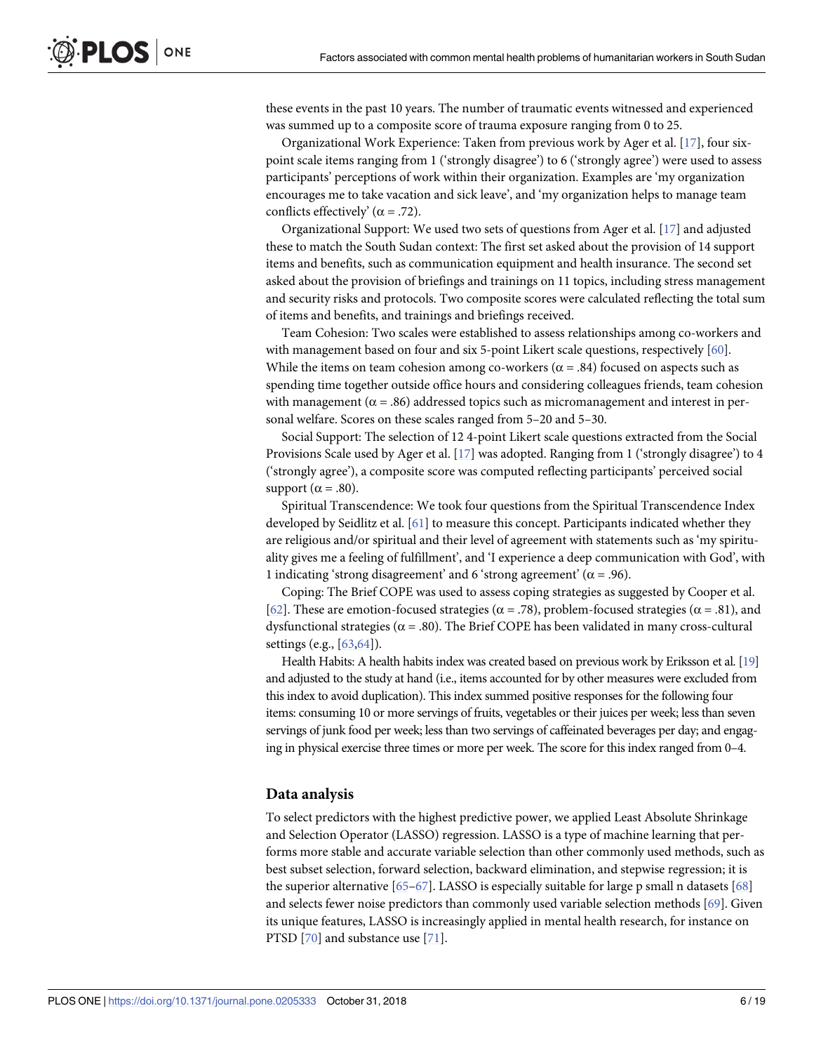these events in the past 10 years. The number of traumatic events witnessed and experienced was summed up to a composite score of trauma exposure ranging from 0 to 25.

Organizational Work Experience: Taken from previous work by Ager et al. [17], four six-point scale items ranging from 1 ('strongly disagree') to 6 ('strongly agree') were used to assess participants' perceptions of work within their organization. Examples are 'my organization encourages me to take vacation and sick leave', and 'my organization helps to manage team conflicts effectively' ($\alpha = .72$).

Organizational Support: We used two sets of questions from Ager et al. [17] and adjusted these to match the South Sudan context: The first set asked about the provision of 14 support items and benefits, such as communication equipment and health insurance. The second set asked about the provision of briefings and trainings on 11 topics, including stress management and security risks and protocols. Two composite scores were calculated reflecting the total sum of items and benefits, and trainings and briefings received.

Team Cohesion: Two scales were established to assess relationships among co-workers and with management based on four and six 5-point Likert scale questions, respectively [60]. While the items on team cohesion among co-workers ($\alpha = .84$) focused on aspects such as spending time together outside office hours and considering colleagues friends, team cohesion with management ($\alpha = .86$) addressed topics such as micromanagement and interest in personal welfare. Scores on these scales ranged from 5–20 and 5–30.

Social Support: The selection of 12 4-point Likert scale questions extracted from the Social Provisions Scale used by Ager et al. [17] was adopted. Ranging from 1 ('strongly disagree') to 4 ('strongly agree'), a composite score was computed reflecting participants' perceived social support ($\alpha = .80$).

Spiritual Transcendence: We took four questions from the Spiritual Transcendence Index developed by Seidlitz et al. [61] to measure this concept. Participants indicated whether they are religious and/or spiritual and their level of agreement with statements such as 'my spirituality gives me a feeling of fulfillment', and 'I experience a deep communication with God', with 1 indicating 'strong disagreement' and 6 'strong agreement' ($\alpha = .96$).

Coping: The Brief COPE was used to assess coping strategies as suggested by Cooper et al. [62]. These are emotion-focused strategies ($\alpha = .78$), problem-focused strategies ($\alpha = .81$), and dysfunctional strategies ($\alpha = .80$). The Brief COPE has been validated in many cross-cultural settings (e.g., [63,64]).

Health Habits: A health habits index was created based on previous work by Eriksson et al. [19] and adjusted to the study at hand (i.e., items accounted for by other measures were excluded from this index to avoid duplication). This index summed positive responses for the following four items: consuming 10 or more servings of fruits, vegetables or their juices per week; less than seven servings of junk food per week; less than two servings of caffeinated beverages per day; and engaging in physical exercise three times or more per week. The score for this index ranged from 0–4.

## Data analysis

To select predictors with the highest predictive power, we applied Least Absolute Shrinkage and Selection Operator (LASSO) regression. LASSO is a type of machine learning that performs more stable and accurate variable selection than other commonly used methods, such as best subset selection, forward selection, backward elimination, and stepwise regression; it is the superior alternative [65–67]. LASSO is especially suitable for large p small n datasets [68] and selects fewer noise predictors than commonly used variable selection methods [69]. Given its unique features, LASSO is increasingly applied in mental health research, for instance on PTSD [70] and substance use [71].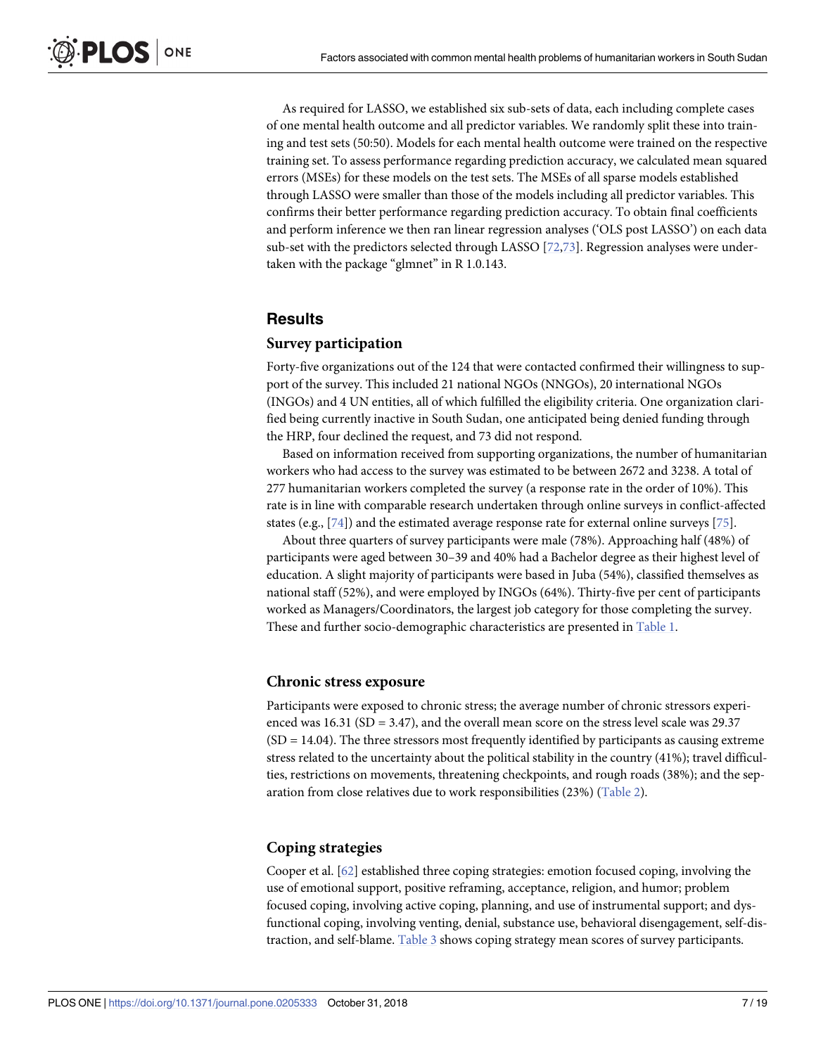As required for LASSO, we established six sub-sets of data, each including complete cases of one mental health outcome and all predictor variables. We randomly split these into training and test sets (50:50). Models for each mental health outcome were trained on the respective training set. To assess performance regarding prediction accuracy, we calculated mean squared errors (MSEs) for these models on the test sets. The MSEs of all sparse models established through LASSO were smaller than those of the models including all predictor variables. This confirms their better performance regarding prediction accuracy. To obtain final coefficients and perform inference we then ran linear regression analyses ('OLS post LASSO') on each data sub-set with the predictors selected through LASSO [72,73]. Regression analyses were undertaken with the package "glmnet" in R 1.0.143.

## Results

### Survey participation

Forty-five organizations out of the 124 that were contacted confirmed their willingness to support of the survey. This included 21 national NGOs (NNGOs), 20 international NGOs (INGOs) and 4 UN entities, all of which fulfilled the eligibility criteria. One organization clarified being currently inactive in South Sudan, one anticipated being denied funding through the HRP, four declined the request, and 73 did not respond.

Based on information received from supporting organizations, the number of humanitarian workers who had access to the survey was estimated to be between 2672 and 3238. A total of 277 humanitarian workers completed the survey (a response rate in the order of 10%). This rate is in line with comparable research undertaken through online surveys in conflict-affected states (e.g., [74]) and the estimated average response rate for external online surveys [75].

About three quarters of survey participants were male (78%). Approaching half (48%) of participants were aged between 30–39 and 40% had a Bachelor degree as their highest level of education. A slight majority of participants were based in Juba (54%), classified themselves as national staff (52%), and were employed by INGOs (64%). Thirty-five per cent of participants worked as Managers/Coordinators, the largest job category for those completing the survey. These and further socio-demographic characteristics are presented in Table 1.

### Chronic stress exposure

Participants were exposed to chronic stress; the average number of chronic stressors experienced was 16.31 (SD = 3.47), and the overall mean score on the stress level scale was 29.37 (SD = 14.04). The three stressors most frequently identified by participants as causing extreme stress related to the uncertainty about the political stability in the country (41%); travel difficulties, restrictions on movements, threatening checkpoints, and rough roads (38%); and the separation from close relatives due to work responsibilities (23%) (Table 2).

### Coping strategies

Cooper et al. [62] established three coping strategies: emotion focused coping, involving the use of emotional support, positive reframing, acceptance, religion, and humor; problem focused coping, involving active coping, planning, and use of instrumental support; and dysfunctional coping, involving venting, denial, substance use, behavioral disengagement, self-distraction, and self-blame. Table 3 shows coping strategy mean scores of survey participants.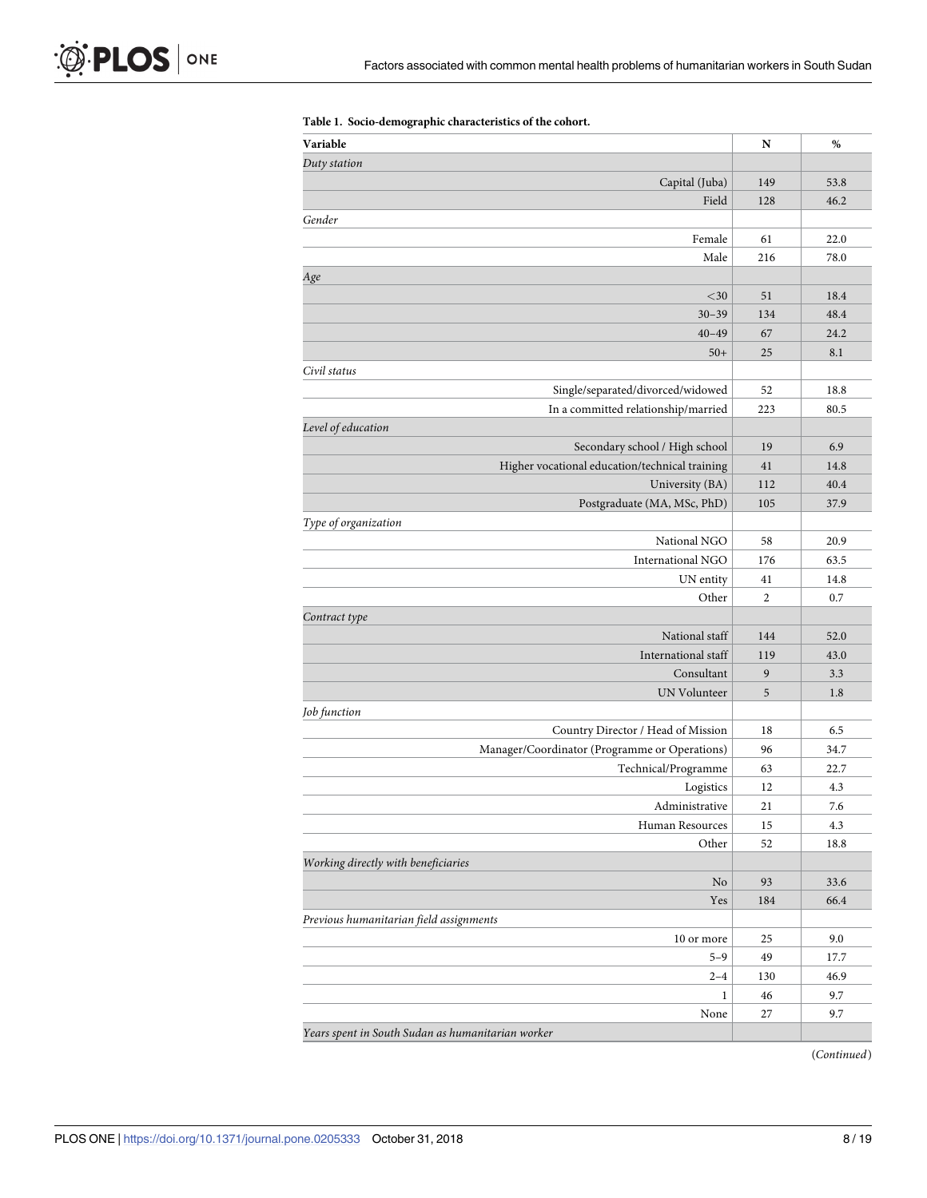**Table 1. Socio-demographic characteristics of the cohort.**

| Variable | N | % |
|---|---|---|
| *Duty station* | | |
| Capital (Juba) | 149 | 53.8 |
| Field | 128 | 46.2 |
| *Gender* | | |
| Female | 61 | 22.0 |
| Male | 216 | 78.0 |
| *Age* | | |
| <30 | 51 | 18.4 |
| 30–39 | 134 | 48.4 |
| 40–49 | 67 | 24.2 |
| 50+ | 25 | 8.1 |
| *Civil status* | | |
| Single/separated/divorced/widowed | 52 | 18.8 |
| In a committed relationship/married | 223 | 80.5 |
| *Level of education* | | |
| Secondary school / High school | 19 | 6.9 |
| Higher vocational education/technical training | 41 | 14.8 |
| University (BA) | 112 | 40.4 |
| Postgraduate (MA, MSc, PhD) | 105 | 37.9 |
| *Type of organization* | | |
| National NGO | 58 | 20.9 |
| International NGO | 176 | 63.5 |
| UN entity | 41 | 14.8 |
| Other | 2 | 0.7 |
| *Contract type* | | |
| National staff | 144 | 52.0 |
| International staff | 119 | 43.0 |
| Consultant | 9 | 3.3 |
| UN Volunteer | 5 | 1.8 |
| *Job function* | | |
| Country Director / Head of Mission | 18 | 6.5 |
| Manager/Coordinator (Programme or Operations) | 96 | 34.7 |
| Technical/Programme | 63 | 22.7 |
| Logistics | 12 | 4.3 |
| Administrative | 21 | 7.6 |
| Human Resources | 15 | 4.3 |
| Other | 52 | 18.8 |
| *Working directly with beneficiaries* | | |
| No | 93 | 33.6 |
| Yes | 184 | 66.4 |
| *Previous humanitarian field assignments* | | |
| 10 or more | 25 | 9.0 |
| 5–9 | 49 | 17.7 |
| 2–4 | 130 | 46.9 |
| 1 | 46 | 9.7 |
| None | 27 | 9.7 |
| *Years spent in South Sudan as humanitarian worker* | | |

(*Continued*)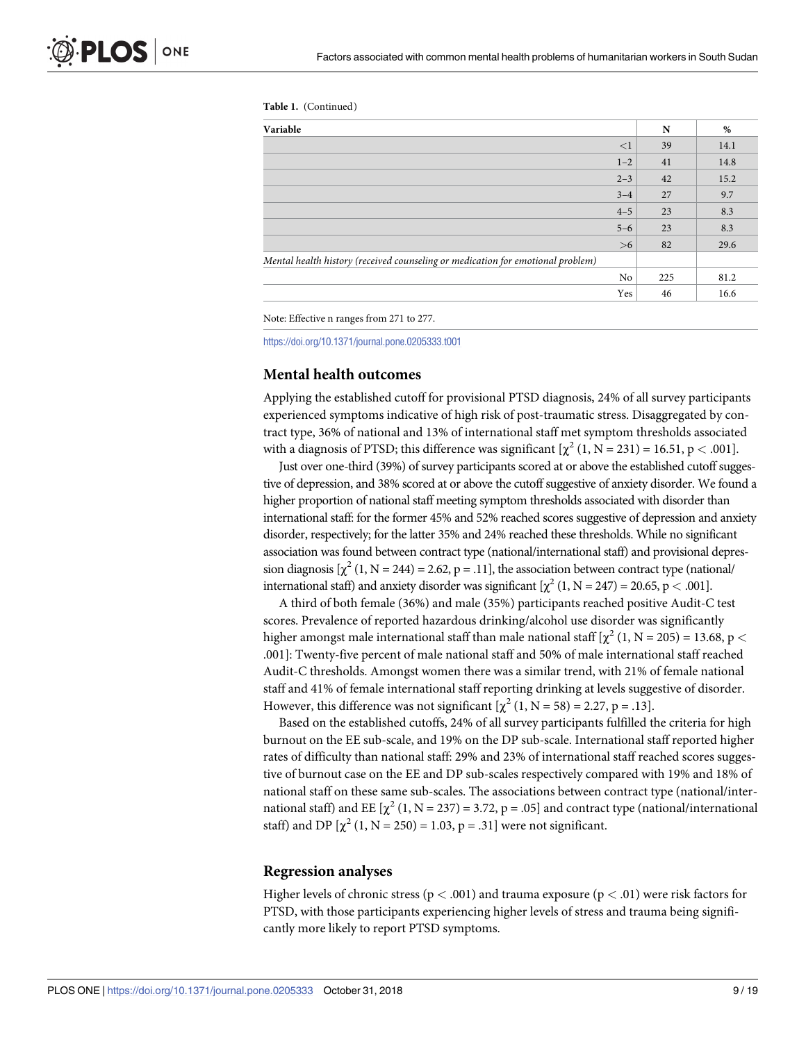Table 1. (Continued)

| Variable | N | % |
|---|---|---|
| <1 | 39 | 14.1 |
| 1–2 | 41 | 14.8 |
| 2–3 | 42 | 15.2 |
| 3–4 | 27 | 9.7 |
| 4–5 | 23 | 8.3 |
| 5–6 | 23 | 8.3 |
| >6 | 82 | 29.6 |
| *Mental health history (received counseling or medication for emotional problem)* | | |
| No | 225 | 81.2 |
| Yes | 46 | 16.6 |

Note: Effective n ranges from 271 to 277.

https://doi.org/10.1371/journal.pone.0205333.t001

## Mental health outcomes

Applying the established cutoff for provisional PTSD diagnosis, 24% of all survey participants experienced symptoms indicative of high risk of post-traumatic stress. Disaggregated by contract type, 36% of national and 13% of international staff met symptom thresholds associated with a diagnosis of PTSD; this difference was significant [$\chi^2$ (1, N = 231) = 16.51, $p < .001$].

Just over one-third (39%) of survey participants scored at or above the established cutoff suggestive of depression, and 38% scored at or above the cutoff suggestive of anxiety disorder. We found a higher proportion of national staff meeting symptom thresholds associated with disorder than international staff: for the former 45% and 52% reached scores suggestive of depression and anxiety disorder, respectively; for the latter 35% and 24% reached these thresholds. While no significant association was found between contract type (national/international staff) and provisional depression diagnosis [$\chi^2$ (1, N = 244) = 2.62, p = .11], the association between contract type (national/international staff) and anxiety disorder was significant [$\chi^2$ (1, N = 247) = 20.65, $p < .001$].

A third of both female (36%) and male (35%) participants reached positive Audit-C test scores. Prevalence of reported hazardous drinking/alcohol use disorder was significantly higher amongst male international staff than male national staff [$\chi^2$ (1, N = 205) = 13.68, $p < .001$]: Twenty-five percent of male national staff and 50% of male international staff reached Audit-C thresholds. Amongst women there was a similar trend, with 21% of female national staff and 41% of female international staff reporting drinking at levels suggestive of disorder. However, this difference was not significant [$\chi^2$ (1, N = 58) = 2.27, p = .13].

Based on the established cutoffs, 24% of all survey participants fulfilled the criteria for high burnout on the EE sub-scale, and 19% on the DP sub-scale. International staff reported higher rates of difficulty than national staff: 29% and 23% of international staff reached scores suggestive of burnout case on the EE and DP sub-scales respectively compared with 19% and 18% of national staff on these same sub-scales. The associations between contract type (national/international staff) and EE [$\chi^2$ (1, N = 237) = 3.72, p = .05] and contract type (national/international staff) and DP [$\chi^2$ (1, N = 250) = 1.03, p = .31] were not significant.

## Regression analyses

Higher levels of chronic stress ($p < .001$) and trauma exposure ($p < .01$) were risk factors for PTSD, with those participants experiencing higher levels of stress and trauma being significantly more likely to report PTSD symptoms.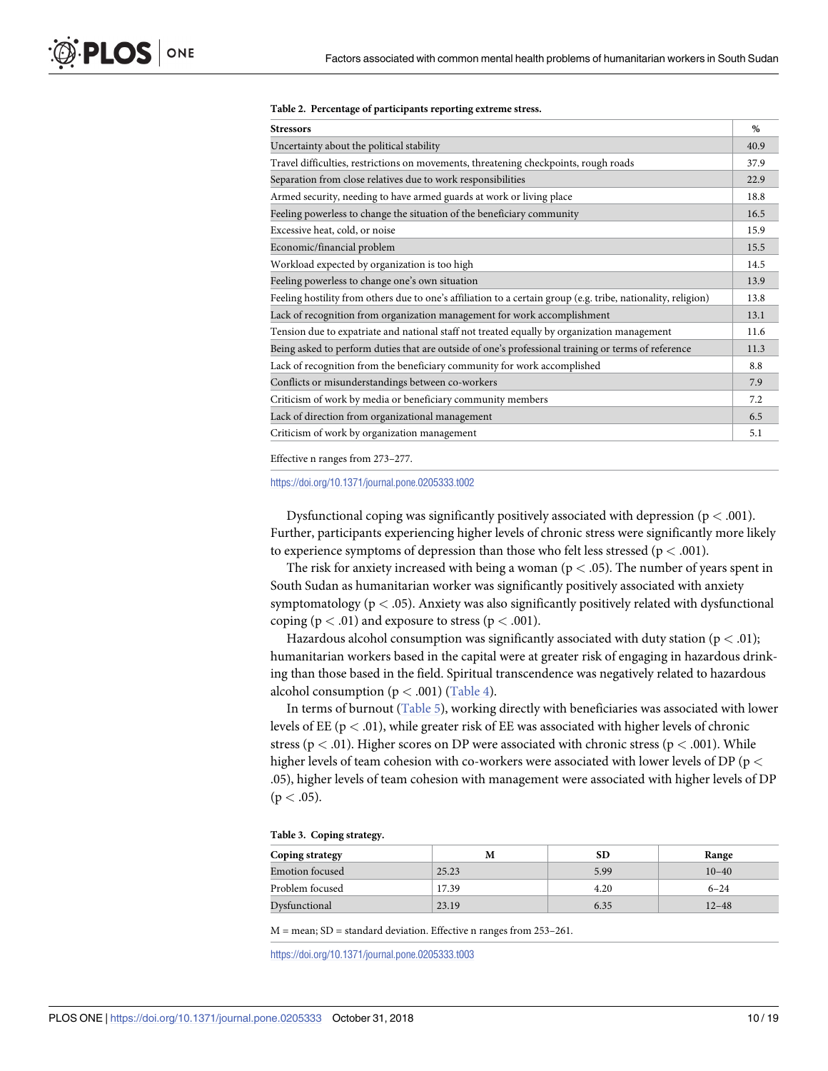**Table 2. Percentage of participants reporting extreme stress.**

| Stressors | % |
|---|---|
| Uncertainty about the political stability | 40.9 |
| Travel difficulties, restrictions on movements, threatening checkpoints, rough roads | 37.9 |
| Separation from close relatives due to work responsibilities | 22.9 |
| Armed security, needing to have armed guards at work or living place | 18.8 |
| Feeling powerless to change the situation of the beneficiary community | 16.5 |
| Excessive heat, cold, or noise | 15.9 |
| Economic/financial problem | 15.5 |
| Workload expected by organization is too high | 14.5 |
| Feeling powerless to change one's own situation | 13.9 |
| Feeling hostility from others due to one's affiliation to a certain group (e.g. tribe, nationality, religion) | 13.8 |
| Lack of recognition from organization management for work accomplishment | 13.1 |
| Tension due to expatriate and national staff not treated equally by organization management | 11.6 |
| Being asked to perform duties that are outside of one's professional training or terms of reference | 11.3 |
| Lack of recognition from the beneficiary community for work accomplished | 8.8 |
| Conflicts or misunderstandings between co-workers | 7.9 |
| Criticism of work by media or beneficiary community members | 7.2 |
| Lack of direction from organizational management | 6.5 |
| Criticism of work by organization management | 5.1 |

Effective n ranges from 273–277.

https://doi.org/10.1371/journal.pone.0205333.t002

Dysfunctional coping was significantly positively associated with depression ($p < .001$). Further, participants experiencing higher levels of chronic stress were significantly more likely to experience symptoms of depression than those who felt less stressed ($p < .001$).

The risk for anxiety increased with being a woman ($p < .05$). The number of years spent in South Sudan as humanitarian worker was significantly positively associated with anxiety symptomatology ($p < .05$). Anxiety was also significantly positively related with dysfunctional coping ($p < .01$) and exposure to stress ($p < .001$).

Hazardous alcohol consumption was significantly associated with duty station ($p < .01$); humanitarian workers based in the capital were at greater risk of engaging in hazardous drinking than those based in the field. Spiritual transcendence was negatively related to hazardous alcohol consumption ($p < .001$) (Table 4).

In terms of burnout (Table 5), working directly with beneficiaries was associated with lower levels of EE ($p < .01$), while greater risk of EE was associated with higher levels of chronic stress ($p < .01$). Higher scores on DP were associated with chronic stress ($p < .001$). While higher levels of team cohesion with co-workers were associated with lower levels of DP ($p < .05$), higher levels of team cohesion with management were associated with higher levels of DP ($p < .05$).

**Table 3. Coping strategy.**

| Coping strategy | M | SD | Range |
|---|---|---|---|
| Emotion focused | 25.23 | 5.99 | 10–40 |
| Problem focused | 17.39 | 4.20 | 6–24 |
| Dysfunctional | 23.19 | 6.35 | 12–48 |

M = mean; SD = standard deviation. Effective n ranges from 253–261.

https://doi.org/10.1371/journal.pone.0205333.t003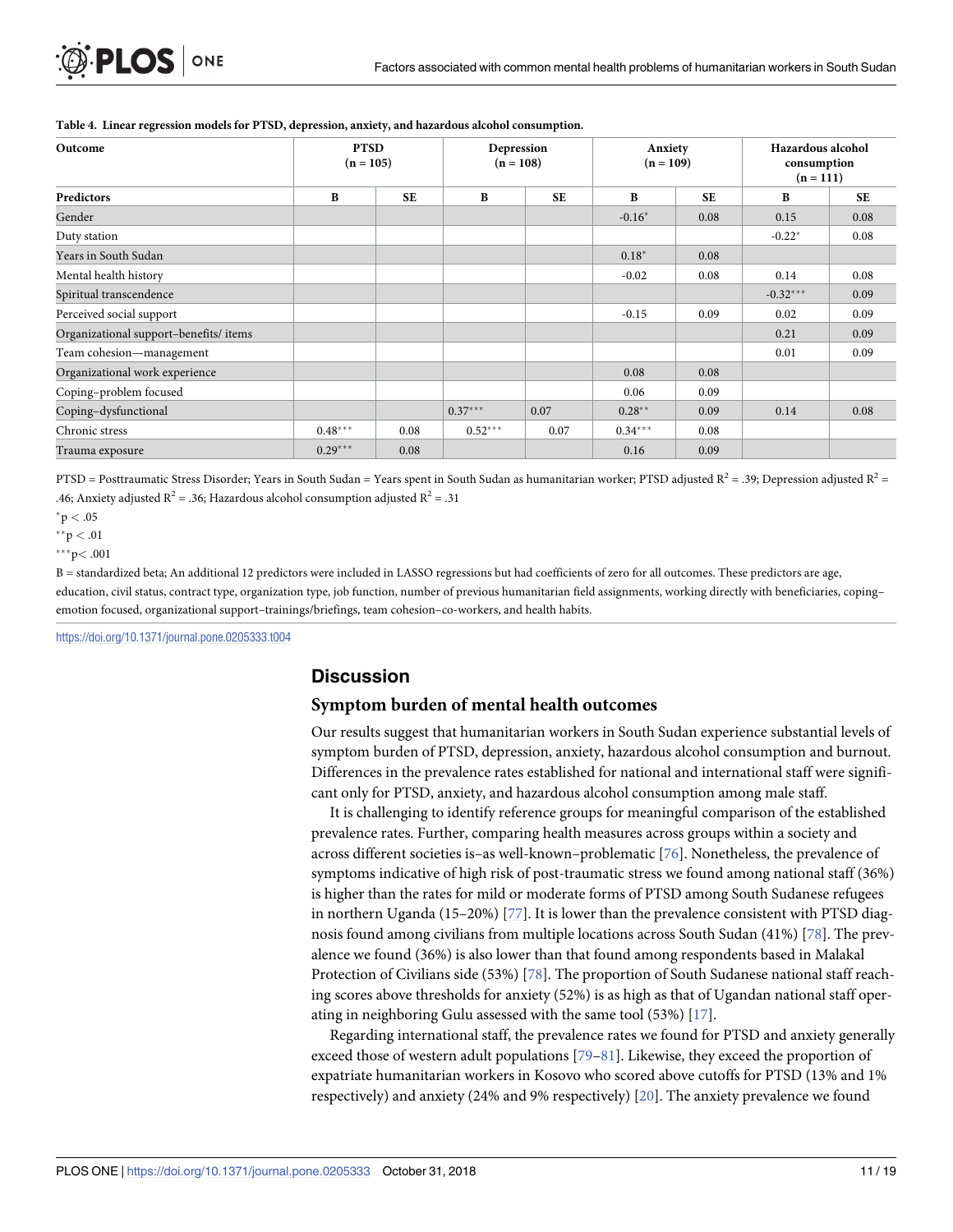**Table 4. Linear regression models for PTSD, depression, anxiety, and hazardous alcohol consumption.**

| Outcome | PTSD (n = 105) | | Depression (n = 108) | | Anxiety (n = 109) | | Hazardous alcohol consumption (n = 111) | |
|---|---|---|---|---|---|---|---|---|
| **Predictors** | **B** | **SE** | **B** | **SE** | **B** | **SE** | **B** | **SE** |
| Gender | | | | | -0.16* | 0.08 | 0.15 | 0.08 |
| Duty station | | | | | | | -0.22* | 0.08 |
| Years in South Sudan | | | | | 0.18* | 0.08 | | |
| Mental health history | | | | | -0.02 | 0.08 | 0.14 | 0.08 |
| Spiritual transcendence | | | | | | | -0.32*** | 0.09 |
| Perceived social support | | | | | -0.15 | 0.09 | 0.02 | 0.09 |
| Organizational support–benefits/ items | | | | | | | 0.21 | 0.09 |
| Team cohesion—management | | | | | | | 0.01 | 0.09 |
| Organizational work experience | | | | | 0.08 | 0.08 | | |
| Coping–problem focused | | | | | 0.06 | 0.09 | | |
| Coping–dysfunctional | | | 0.37*** | 0.07 | 0.28** | 0.09 | 0.14 | 0.08 |
| Chronic stress | 0.48*** | 0.08 | 0.52*** | 0.07 | 0.34*** | 0.08 | | |
| Trauma exposure | 0.29*** | 0.08 | | | 0.16 | 0.09 | | |

PTSD = Posttraumatic Stress Disorder; Years in South Sudan = Years spent in South Sudan as humanitarian worker; PTSD adjusted $R^2$ = .39; Depression adjusted $R^2$ = .46; Anxiety adjusted $R^2$ = .36; Hazardous alcohol consumption adjusted $R^2$ = .31

*p < .05

**p < .01

***p< .001

B = standardized beta; An additional 12 predictors were included in LASSO regressions but had coefficients of zero for all outcomes. These predictors are age, education, civil status, contract type, organization type, job function, number of previous humanitarian field assignments, working directly with beneficiaries, coping–emotion focused, organizational support–trainings/briefings, team cohesion–co-workers, and health habits.

https://doi.org/10.1371/journal.pone.0205333.t004

## Discussion

### Symptom burden of mental health outcomes

Our results suggest that humanitarian workers in South Sudan experience substantial levels of symptom burden of PTSD, depression, anxiety, hazardous alcohol consumption and burnout. Differences in the prevalence rates established for national and international staff were significant only for PTSD, anxiety, and hazardous alcohol consumption among male staff.

It is challenging to identify reference groups for meaningful comparison of the established prevalence rates. Further, comparing health measures across groups within a society and across different societies is–as well-known–problematic [76]. Nonetheless, the prevalence of symptoms indicative of high risk of post-traumatic stress we found among national staff (36%) is higher than the rates for mild or moderate forms of PTSD among South Sudanese refugees in northern Uganda (15–20%) [77]. It is lower than the prevalence consistent with PTSD diagnosis found among civilians from multiple locations across South Sudan (41%) [78]. The prevalence we found (36%) is also lower than that found among respondents based in Malakal Protection of Civilians side (53%) [78]. The proportion of South Sudanese national staff reaching scores above thresholds for anxiety (52%) is as high as that of Ugandan national staff operating in neighboring Gulu assessed with the same tool (53%) [17].

Regarding international staff, the prevalence rates we found for PTSD and anxiety generally exceed those of western adult populations [79–81]. Likewise, they exceed the proportion of expatriate humanitarian workers in Kosovo who scored above cutoffs for PTSD (13% and 1% respectively) and anxiety (24% and 9% respectively) [20]. The anxiety prevalence we found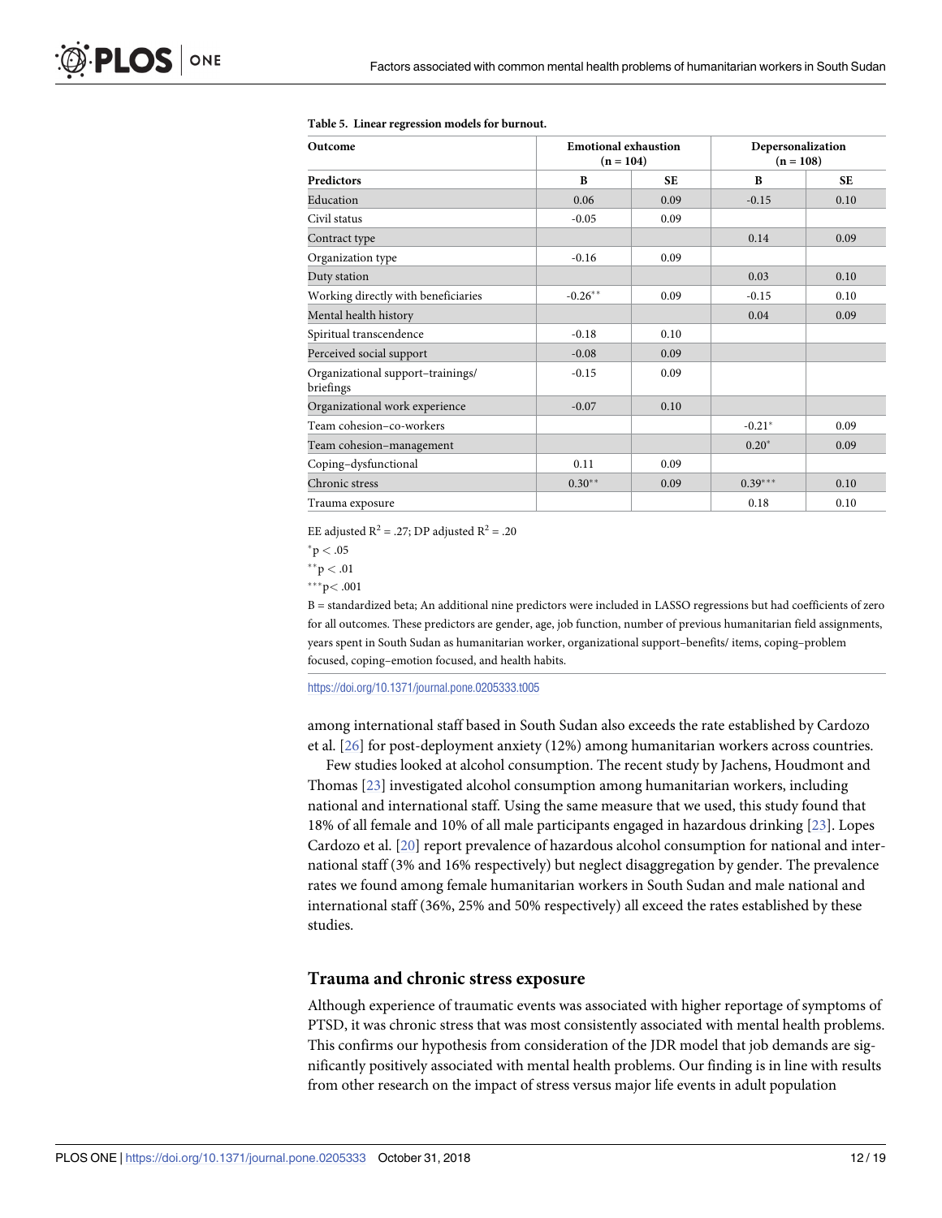**Table 5. Linear regression models for burnout.**

| Outcome | Emotional exhaustion (n = 104) | | Depersonalization (n = 108) | |
|---|---|---|---|---|
| Predictors | B | SE | B | SE |
| Education | 0.06 | 0.09 | -0.15 | 0.10 |
| Civil status | -0.05 | 0.09 | | |
| Contract type | | | 0.14 | 0.09 |
| Organization type | -0.16 | 0.09 | | |
| Duty station | | | 0.03 | 0.10 |
| Working directly with beneficiaries | -0.26** | 0.09 | -0.15 | 0.10 |
| Mental health history | | | 0.04 | 0.09 |
| Spiritual transcendence | -0.18 | 0.10 | | |
| Perceived social support | -0.08 | 0.09 | | |
| Organizational support–trainings/ briefings | -0.15 | 0.09 | | |
| Organizational work experience | -0.07 | 0.10 | | |
| Team cohesion–co-workers | | | -0.21* | 0.09 |
| Team cohesion–management | | | 0.20* | 0.09 |
| Coping–dysfunctional | 0.11 | 0.09 | | |
| Chronic stress | 0.30** | 0.09 | 0.39*** | 0.10 |
| Trauma exposure | | | 0.18 | 0.10 |

EE adjusted $R^2$ = .27; DP adjusted $R^2$ = .20

*p < .05

**p < .01

***p< .001

B = standardized beta; An additional nine predictors were included in LASSO regressions but had coefficients of zero for all outcomes. These predictors are gender, age, job function, number of previous humanitarian field assignments, years spent in South Sudan as humanitarian worker, organizational support–benefits/ items, coping–problem focused, coping–emotion focused, and health habits.

https://doi.org/10.1371/journal.pone.0205333.t005

among international staff based in South Sudan also exceeds the rate established by Cardozo et al. [26] for post-deployment anxiety (12%) among humanitarian workers across countries.

Few studies looked at alcohol consumption. The recent study by Jachens, Houdmont and Thomas [23] investigated alcohol consumption among humanitarian workers, including national and international staff. Using the same measure that we used, this study found that 18% of all female and 10% of all male participants engaged in hazardous drinking [23]. Lopes Cardozo et al. [20] report prevalence of hazardous alcohol consumption for national and international staff (3% and 16% respectively) but neglect disaggregation by gender. The prevalence rates we found among female humanitarian workers in South Sudan and male national and international staff (36%, 25% and 50% respectively) all exceed the rates established by these studies.

## Trauma and chronic stress exposure

Although experience of traumatic events was associated with higher reportage of symptoms of PTSD, it was chronic stress that was most consistently associated with mental health problems. This confirms our hypothesis from consideration of the JDR model that job demands are significantly positively associated with mental health problems. Our finding is in line with results from other research on the impact of stress versus major life events in adult population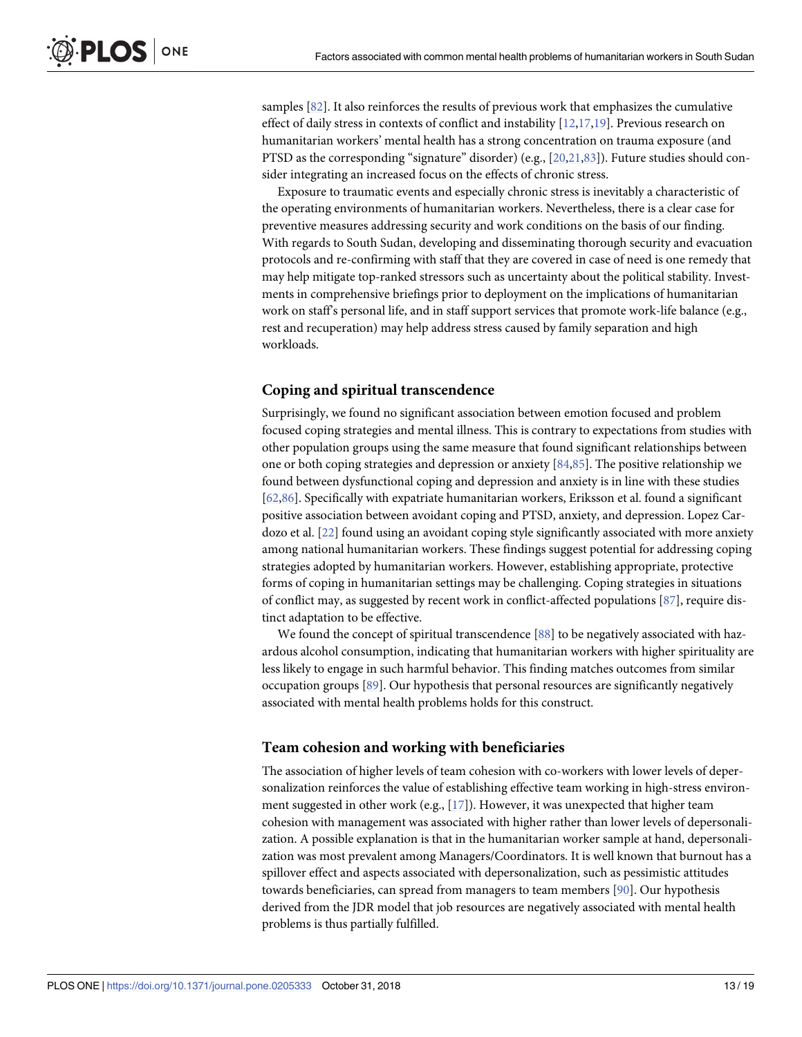samples [82]. It also reinforces the results of previous work that emphasizes the cumulative effect of daily stress in contexts of conflict and instability [12,17,19]. Previous research on humanitarian workers' mental health has a strong concentration on trauma exposure (and PTSD as the corresponding "signature" disorder) (e.g., [20,21,83]). Future studies should consider integrating an increased focus on the effects of chronic stress.

Exposure to traumatic events and especially chronic stress is inevitably a characteristic of the operating environments of humanitarian workers. Nevertheless, there is a clear case for preventive measures addressing security and work conditions on the basis of our finding. With regards to South Sudan, developing and disseminating thorough security and evacuation protocols and re-confirming with staff that they are covered in case of need is one remedy that may help mitigate top-ranked stressors such as uncertainty about the political stability. Investments in comprehensive briefings prior to deployment on the implications of humanitarian work on staff's personal life, and in staff support services that promote work-life balance (e.g., rest and recuperation) may help address stress caused by family separation and high workloads.

## Coping and spiritual transcendence

Surprisingly, we found no significant association between emotion focused and problem focused coping strategies and mental illness. This is contrary to expectations from studies with other population groups using the same measure that found significant relationships between one or both coping strategies and depression or anxiety [84,85]. The positive relationship we found between dysfunctional coping and depression and anxiety is in line with these studies [62,86]. Specifically with expatriate humanitarian workers, Eriksson et al. found a significant positive association between avoidant coping and PTSD, anxiety, and depression. Lopez Cardozo et al. [22] found using an avoidant coping style significantly associated with more anxiety among national humanitarian workers. These findings suggest potential for addressing coping strategies adopted by humanitarian workers. However, establishing appropriate, protective forms of coping in humanitarian settings may be challenging. Coping strategies in situations of conflict may, as suggested by recent work in conflict-affected populations [87], require distinct adaptation to be effective.

We found the concept of spiritual transcendence [88] to be negatively associated with hazardous alcohol consumption, indicating that humanitarian workers with higher spirituality are less likely to engage in such harmful behavior. This finding matches outcomes from similar occupation groups [89]. Our hypothesis that personal resources are significantly negatively associated with mental health problems holds for this construct.

## Team cohesion and working with beneficiaries

The association of higher levels of team cohesion with co-workers with lower levels of depersonalization reinforces the value of establishing effective team working in high-stress environment suggested in other work (e.g., [17]). However, it was unexpected that higher team cohesion with management was associated with higher rather than lower levels of depersonalization. A possible explanation is that in the humanitarian worker sample at hand, depersonalization was most prevalent among Managers/Coordinators. It is well known that burnout has a spillover effect and aspects associated with depersonalization, such as pessimistic attitudes towards beneficiaries, can spread from managers to team members [90]. Our hypothesis derived from the JDR model that job resources are negatively associated with mental health problems is thus partially fulfilled.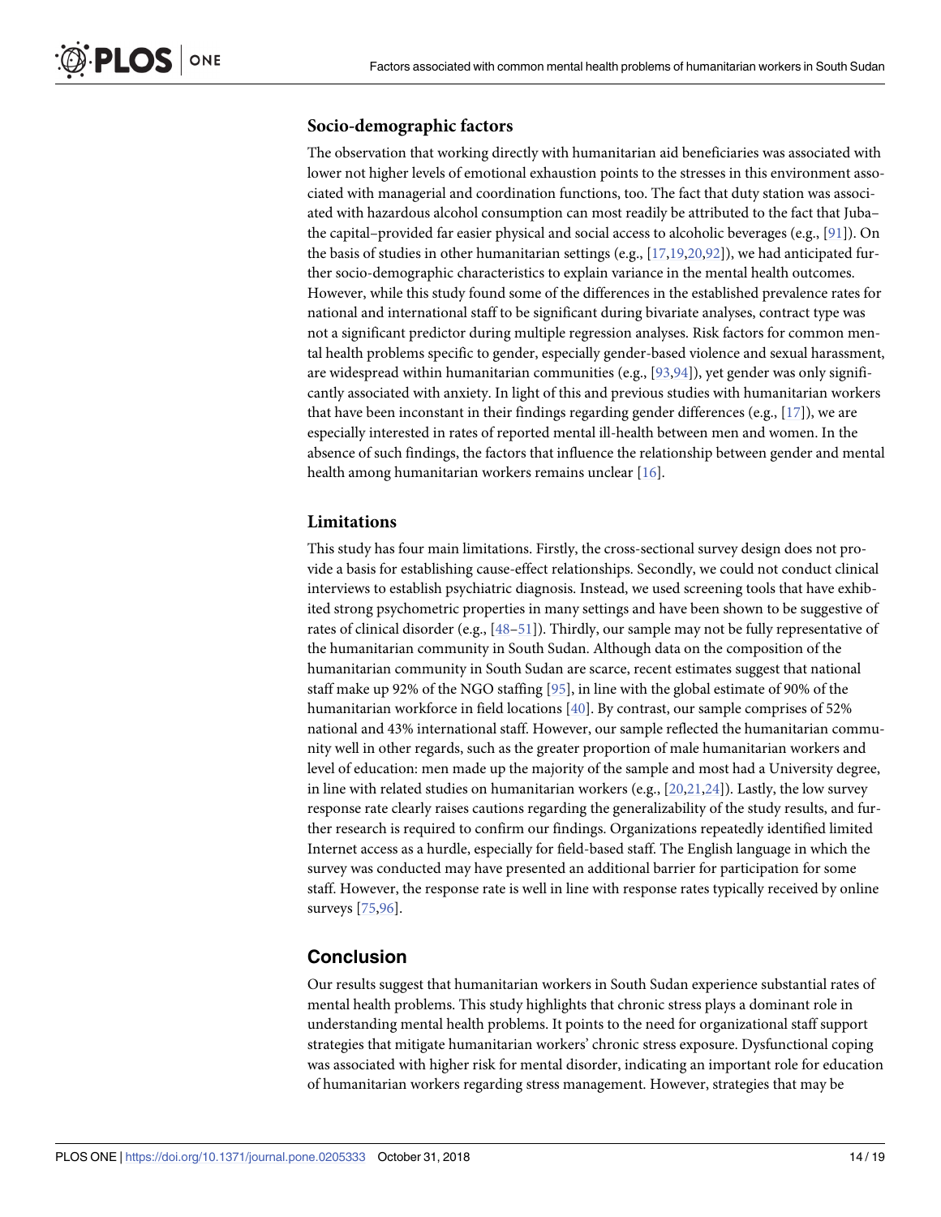### Socio-demographic factors

The observation that working directly with humanitarian aid beneficiaries was associated with lower not higher levels of emotional exhaustion points to the stresses in this environment associated with managerial and coordination functions, too. The fact that duty station was associated with hazardous alcohol consumption can most readily be attributed to the fact that Juba–the capital–provided far easier physical and social access to alcoholic beverages (e.g., [91]). On the basis of studies in other humanitarian settings (e.g., [17,19,20,92]), we had anticipated further socio-demographic characteristics to explain variance in the mental health outcomes. However, while this study found some of the differences in the established prevalence rates for national and international staff to be significant during bivariate analyses, contract type was not a significant predictor during multiple regression analyses. Risk factors for common mental health problems specific to gender, especially gender-based violence and sexual harassment, are widespread within humanitarian communities (e.g., [93,94]), yet gender was only significantly associated with anxiety. In light of this and previous studies with humanitarian workers that have been inconstant in their findings regarding gender differences (e.g., [17]), we are especially interested in rates of reported mental ill-health between men and women. In the absence of such findings, the factors that influence the relationship between gender and mental health among humanitarian workers remains unclear [16].

### Limitations

This study has four main limitations. Firstly, the cross-sectional survey design does not provide a basis for establishing cause-effect relationships. Secondly, we could not conduct clinical interviews to establish psychiatric diagnosis. Instead, we used screening tools that have exhibited strong psychometric properties in many settings and have been shown to be suggestive of rates of clinical disorder (e.g., [48–51]). Thirdly, our sample may not be fully representative of the humanitarian community in South Sudan. Although data on the composition of the humanitarian community in South Sudan are scarce, recent estimates suggest that national staff make up 92% of the NGO staffing [95], in line with the global estimate of 90% of the humanitarian workforce in field locations [40]. By contrast, our sample comprises of 52% national and 43% international staff. However, our sample reflected the humanitarian community well in other regards, such as the greater proportion of male humanitarian workers and level of education: men made up the majority of the sample and most had a University degree, in line with related studies on humanitarian workers (e.g., [20,21,24]). Lastly, the low survey response rate clearly raises cautions regarding the generalizability of the study results, and further research is required to confirm our findings. Organizations repeatedly identified limited Internet access as a hurdle, especially for field-based staff. The English language in which the survey was conducted may have presented an additional barrier for participation for some staff. However, the response rate is well in line with response rates typically received by online surveys [75,96].

## Conclusion

Our results suggest that humanitarian workers in South Sudan experience substantial rates of mental health problems. This study highlights that chronic stress plays a dominant role in understanding mental health problems. It points to the need for organizational staff support strategies that mitigate humanitarian workers' chronic stress exposure. Dysfunctional coping was associated with higher risk for mental disorder, indicating an important role for education of humanitarian workers regarding stress management. However, strategies that may be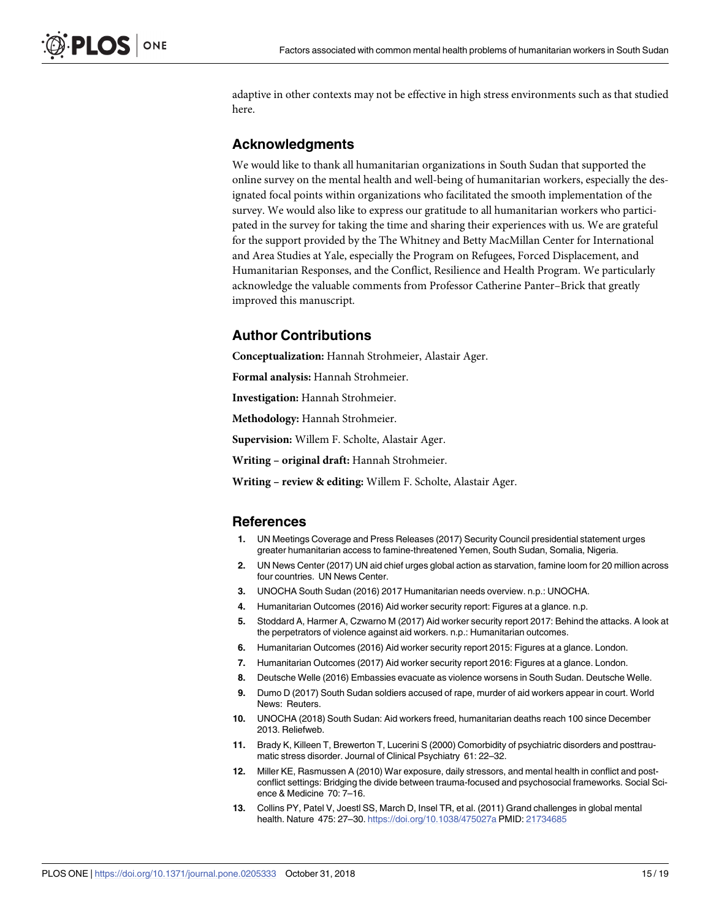adaptive in other contexts may not be effective in high stress environments such as that studied here.

## Acknowledgments

We would like to thank all humanitarian organizations in South Sudan that supported the online survey on the mental health and well-being of humanitarian workers, especially the designated focal points within organizations who facilitated the smooth implementation of the survey. We would also like to express our gratitude to all humanitarian workers who participated in the survey for taking the time and sharing their experiences with us. We are grateful for the support provided by the The Whitney and Betty MacMillan Center for International and Area Studies at Yale, especially the Program on Refugees, Forced Displacement, and Humanitarian Responses, and the Conflict, Resilience and Health Program. We particularly acknowledge the valuable comments from Professor Catherine Panter–Brick that greatly improved this manuscript.

## Author Contributions

**Conceptualization:** Hannah Strohmeier, Alastair Ager.

**Formal analysis:** Hannah Strohmeier.

**Investigation:** Hannah Strohmeier.

**Methodology:** Hannah Strohmeier.

**Supervision:** Willem F. Scholte, Alastair Ager.

**Writing – original draft:** Hannah Strohmeier.

**Writing – review & editing:** Willem F. Scholte, Alastair Ager.

## References

1. UN Meetings Coverage and Press Releases (2017) Security Council presidential statement urges greater humanitarian access to famine-threatened Yemen, South Sudan, Somalia, Nigeria.
2. UN News Center (2017) UN aid chief urges global action as starvation, famine loom for 20 million across four countries. UN News Center.
3. UNOCHA South Sudan (2016) 2017 Humanitarian needs overview. n.p.: UNOCHA.
4. Humanitarian Outcomes (2016) Aid worker security report: Figures at a glance. n.p.
5. Stoddard A, Harmer A, Czwarno M (2017) Aid worker security report 2017: Behind the attacks. A look at the perpetrators of violence against aid workers. n.p.: Humanitarian outcomes.
6. Humanitarian Outcomes (2016) Aid worker security report 2015: Figures at a glance. London.
7. Humanitarian Outcomes (2017) Aid worker security report 2016: Figures at a glance. London.
8. Deutsche Welle (2016) Embassies evacuate as violence worsens in South Sudan. Deutsche Welle.
9. Dumo D (2017) South Sudan soldiers accused of rape, murder of aid workers appear in court. World News: Reuters.
10. UNOCHA (2018) South Sudan: Aid workers freed, humanitarian deaths reach 100 since December 2013. Reliefweb.
11. Brady K, Killeen T, Brewerton T, Lucerini S (2000) Comorbidity of psychiatric disorders and posttraumatic stress disorder. Journal of Clinical Psychiatry 61: 22–32.
12. Miller KE, Rasmussen A (2010) War exposure, daily stressors, and mental health in conflict and post-conflict settings: Bridging the divide between trauma-focused and psychosocial frameworks. Social Science & Medicine 70: 7–16.
13. Collins PY, Patel V, Joestl SS, March D, Insel TR, et al. (2011) Grand challenges in global mental health. Nature 475: 27–30. https://doi.org/10.1038/475027a PMID: 21734685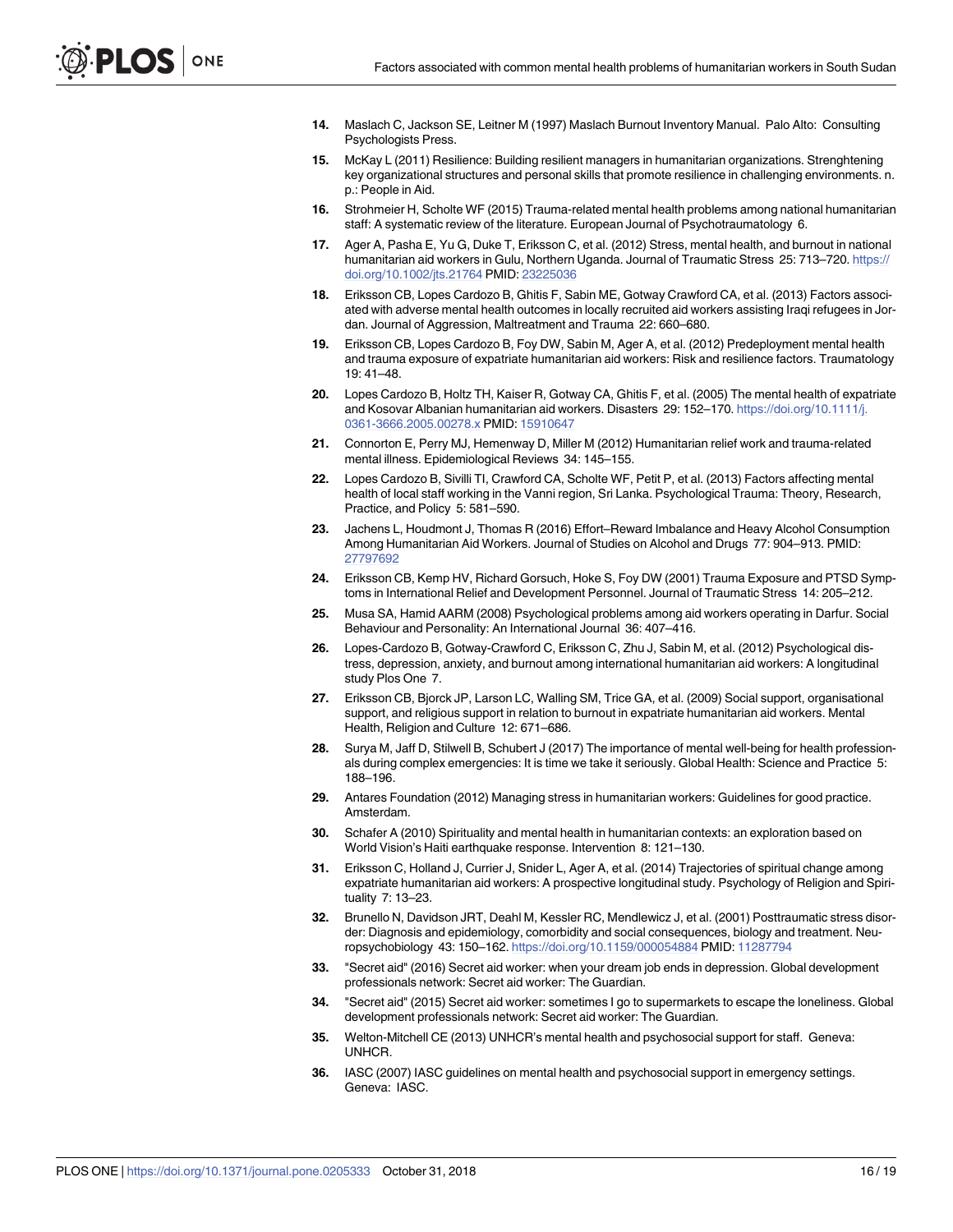14. Maslach C, Jackson SE, Leitner M (1997) Maslach Burnout Inventory Manual. Palo Alto: Consulting Psychologists Press.
15. McKay L (2011) Resilience: Building resilient managers in humanitarian organizations. Strenghtening key organizational structures and personal skills that promote resilience in challenging environments. n. p.: People in Aid.
16. Strohmeier H, Scholte WF (2015) Trauma-related mental health problems among national humanitarian staff: A systematic review of the literature. European Journal of Psychotraumatology 6.
17. Ager A, Pasha E, Yu G, Duke T, Eriksson C, et al. (2012) Stress, mental health, and burnout in national humanitarian aid workers in Gulu, Northern Uganda. Journal of Traumatic Stress 25: 713–720. https://doi.org/10.1002/jts.21764 PMID: 23225036
18. Eriksson CB, Lopes Cardozo B, Ghitis F, Sabin ME, Gotway Crawford CA, et al. (2013) Factors associated with adverse mental health outcomes in locally recruited aid workers assisting Iraqi refugees in Jordan. Journal of Aggression, Maltreatment and Trauma 22: 660–680.
19. Eriksson CB, Lopes Cardozo B, Foy DW, Sabin M, Ager A, et al. (2012) Predeployment mental health and trauma exposure of expatriate humanitarian aid workers: Risk and resilience factors. Traumatology 19: 41–48.
20. Lopes Cardozo B, Holtz TH, Kaiser R, Gotway CA, Ghitis F, et al. (2005) The mental health of expatriate and Kosovar Albanian humanitarian aid workers. Disasters 29: 152–170. https://doi.org/10.1111/j.0361-3666.2005.00278.x PMID: 15910647
21. Connorton E, Perry MJ, Hemenway D, Miller M (2012) Humanitarian relief work and trauma-related mental illness. Epidemiological Reviews 34: 145–155.
22. Lopes Cardozo B, Sivilli TI, Crawford CA, Scholte WF, Petit P, et al. (2013) Factors affecting mental health of local staff working in the Vanni region, Sri Lanka. Psychological Trauma: Theory, Research, Practice, and Policy 5: 581–590.
23. Jachens L, Houdmont J, Thomas R (2016) Effort–Reward Imbalance and Heavy Alcohol Consumption Among Humanitarian Aid Workers. Journal of Studies on Alcohol and Drugs 77: 904–913. PMID: 27797692
24. Eriksson CB, Kemp HV, Richard Gorsuch, Hoke S, Foy DW (2001) Trauma Exposure and PTSD Symptoms in International Relief and Development Personnel. Journal of Traumatic Stress 14: 205–212.
25. Musa SA, Hamid AARM (2008) Psychological problems among aid workers operating in Darfur. Social Behaviour and Personality: An International Journal 36: 407–416.
26. Lopes-Cardozo B, Gotway-Crawford C, Eriksson C, Zhu J, Sabin M, et al. (2012) Psychological distress, depression, anxiety, and burnout among international humanitarian aid workers: A longitudinal study Plos One 7.
27. Eriksson CB, Bjorck JP, Larson LC, Walling SM, Trice GA, et al. (2009) Social support, organisational support, and religious support in relation to burnout in expatriate humanitarian aid workers. Mental Health, Religion and Culture 12: 671–686.
28. Surya M, Jaff D, Stilwell B, Schubert J (2017) The importance of mental well-being for health professionals during complex emergencies: It is time we take it seriously. Global Health: Science and Practice 5: 188–196.
29. Antares Foundation (2012) Managing stress in humanitarian workers: Guidelines for good practice. Amsterdam.
30. Schafer A (2010) Spirituality and mental health in humanitarian contexts: an exploration based on World Vision's Haiti earthquake response. Intervention 8: 121–130.
31. Eriksson C, Holland J, Currier J, Snider L, Ager A, et al. (2014) Trajectories of spiritual change among expatriate humanitarian aid workers: A prospective longitudinal study. Psychology of Religion and Spirituality 7: 13–23.
32. Brunello N, Davidson JRT, Deahl M, Kessler RC, Mendlewicz J, et al. (2001) Posttraumatic stress disorder: Diagnosis and epidemiology, comorbidity and social consequences, biology and treatment. Neuropsychobiology 43: 150–162. https://doi.org/10.1159/000054884 PMID: 11287794
33. "Secret aid" (2016) Secret aid worker: when your dream job ends in depression. Global development professionals network: Secret aid worker: The Guardian.
34. "Secret aid" (2015) Secret aid worker: sometimes I go to supermarkets to escape the loneliness. Global development professionals network: Secret aid worker: The Guardian.
35. Welton-Mitchell CE (2013) UNHCR's mental health and psychosocial support for staff. Geneva: UNHCR.
36. IASC (2007) IASC guidelines on mental health and psychosocial support in emergency settings. Geneva: IASC.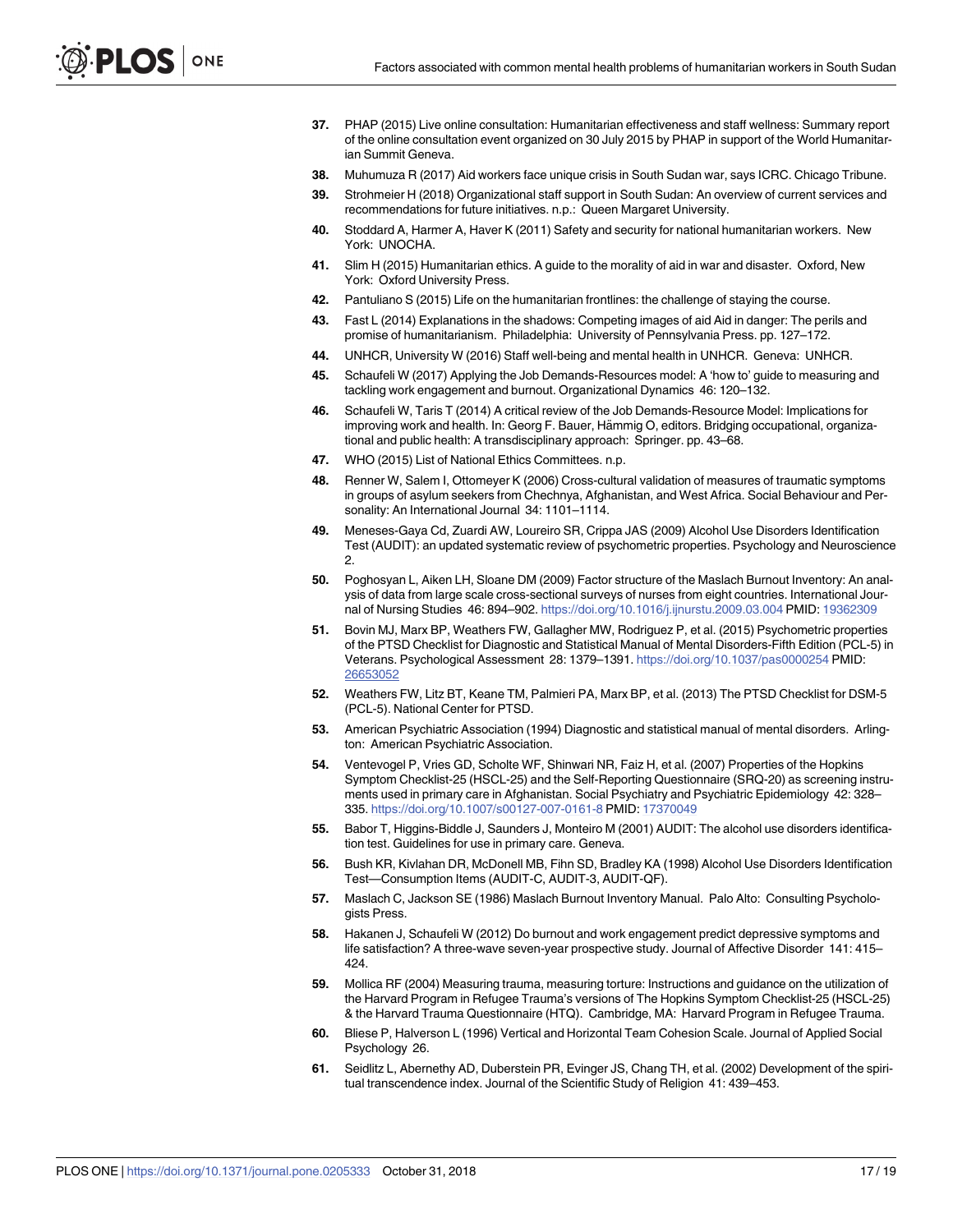37. PHAP (2015) Live online consultation: Humanitarian effectiveness and staff wellness: Summary report of the online consultation event organized on 30 July 2015 by PHAP in support of the World Humanitarian Summit Geneva.
38. Muhumuza R (2017) Aid workers face unique crisis in South Sudan war, says ICRC. Chicago Tribune.
39. Strohmeier H (2018) Organizational staff support in South Sudan: An overview of current services and recommendations for future initiatives. n.p.: Queen Margaret University.
40. Stoddard A, Harmer A, Haver K (2011) Safety and security for national humanitarian workers. New York: UNOCHA.
41. Slim H (2015) Humanitarian ethics. A guide to the morality of aid in war and disaster. Oxford, New York: Oxford University Press.
42. Pantuliano S (2015) Life on the humanitarian frontlines: the challenge of staying the course.
43. Fast L (2014) Explanations in the shadows: Competing images of aid Aid in danger: The perils and promise of humanitarianism. Philadelphia: University of Pennsylvania Press. pp. 127–172.
44. UNHCR, University W (2016) Staff well-being and mental health in UNHCR. Geneva: UNHCR.
45. Schaufeli W (2017) Applying the Job Demands-Resources model: A 'how to' guide to measuring and tackling work engagement and burnout. Organizational Dynamics 46: 120–132.
46. Schaufeli W, Taris T (2014) A critical review of the Job Demands-Resource Model: Implications for improving work and health. In: Georg F. Bauer, Hämmig O, editors. Bridging occupational, organizational and public health: A transdisciplinary approach: Springer. pp. 43–68.
47. WHO (2015) List of National Ethics Committees. n.p.
48. Renner W, Salem I, Ottomeyer K (2006) Cross-cultural validation of measures of traumatic symptoms in groups of asylum seekers from Chechnya, Afghanistan, and West Africa. Social Behaviour and Personality: An International Journal 34: 1101–1114.
49. Meneses-Gaya Cd, Zuardi AW, Loureiro SR, Crippa JAS (2009) Alcohol Use Disorders Identification Test (AUDIT): an updated systematic review of psychometric properties. Psychology and Neuroscience 2.
50. Poghosyan L, Aiken LH, Sloane DM (2009) Factor structure of the Maslach Burnout Inventory: An analysis of data from large scale cross-sectional surveys of nurses from eight countries. International Journal of Nursing Studies 46: 894–902. https://doi.org/10.1016/j.ijnurstu.2009.03.004 PMID: 19362309
51. Bovin MJ, Marx BP, Weathers FW, Gallagher MW, Rodriguez P, et al. (2015) Psychometric properties of the PTSD Checklist for Diagnostic and Statistical Manual of Mental Disorders-Fifth Edition (PCL-5) in Veterans. Psychological Assessment 28: 1379–1391. https://doi.org/10.1037/pas0000254 PMID: 26653052
52. Weathers FW, Litz BT, Keane TM, Palmieri PA, Marx BP, et al. (2013) The PTSD Checklist for DSM-5 (PCL-5). National Center for PTSD.
53. American Psychiatric Association (1994) Diagnostic and statistical manual of mental disorders. Arlington: American Psychiatric Association.
54. Ventevogel P, Vries GD, Scholte WF, Shinwari NR, Faiz H, et al. (2007) Properties of the Hopkins Symptom Checklist-25 (HSCL-25) and the Self-Reporting Questionnaire (SRQ-20) as screening instruments used in primary care in Afghanistan. Social Psychiatry and Psychiatric Epidemiology 42: 328–335. https://doi.org/10.1007/s00127-007-0161-8 PMID: 17370049
55. Babor T, Higgins-Biddle J, Saunders J, Monteiro M (2001) AUDIT: The alcohol use disorders identification test. Guidelines for use in primary care. Geneva.
56. Bush KR, Kivlahan DR, McDonell MB, Fihn SD, Bradley KA (1998) Alcohol Use Disorders Identification Test—Consumption Items (AUDIT-C, AUDIT-3, AUDIT-QF).
57. Maslach C, Jackson SE (1986) Maslach Burnout Inventory Manual. Palo Alto: Consulting Psychologists Press.
58. Hakanen J, Schaufeli W (2012) Do burnout and work engagement predict depressive symptoms and life satisfaction? A three-wave seven-year prospective study. Journal of Affective Disorder 141: 415–424.
59. Mollica RF (2004) Measuring trauma, measuring torture: Instructions and guidance on the utilization of the Harvard Program in Refugee Trauma's versions of The Hopkins Symptom Checklist-25 (HSCL-25) & the Harvard Trauma Questionnaire (HTQ). Cambridge, MA: Harvard Program in Refugee Trauma.
60. Bliese P, Halverson L (1996) Vertical and Horizontal Team Cohesion Scale. Journal of Applied Social Psychology 26.
61. Seidlitz L, Abernethy AD, Duberstein PR, Evinger JS, Chang TH, et al. (2002) Development of the spiritual transcendence index. Journal of the Scientific Study of Religion 41: 439–453.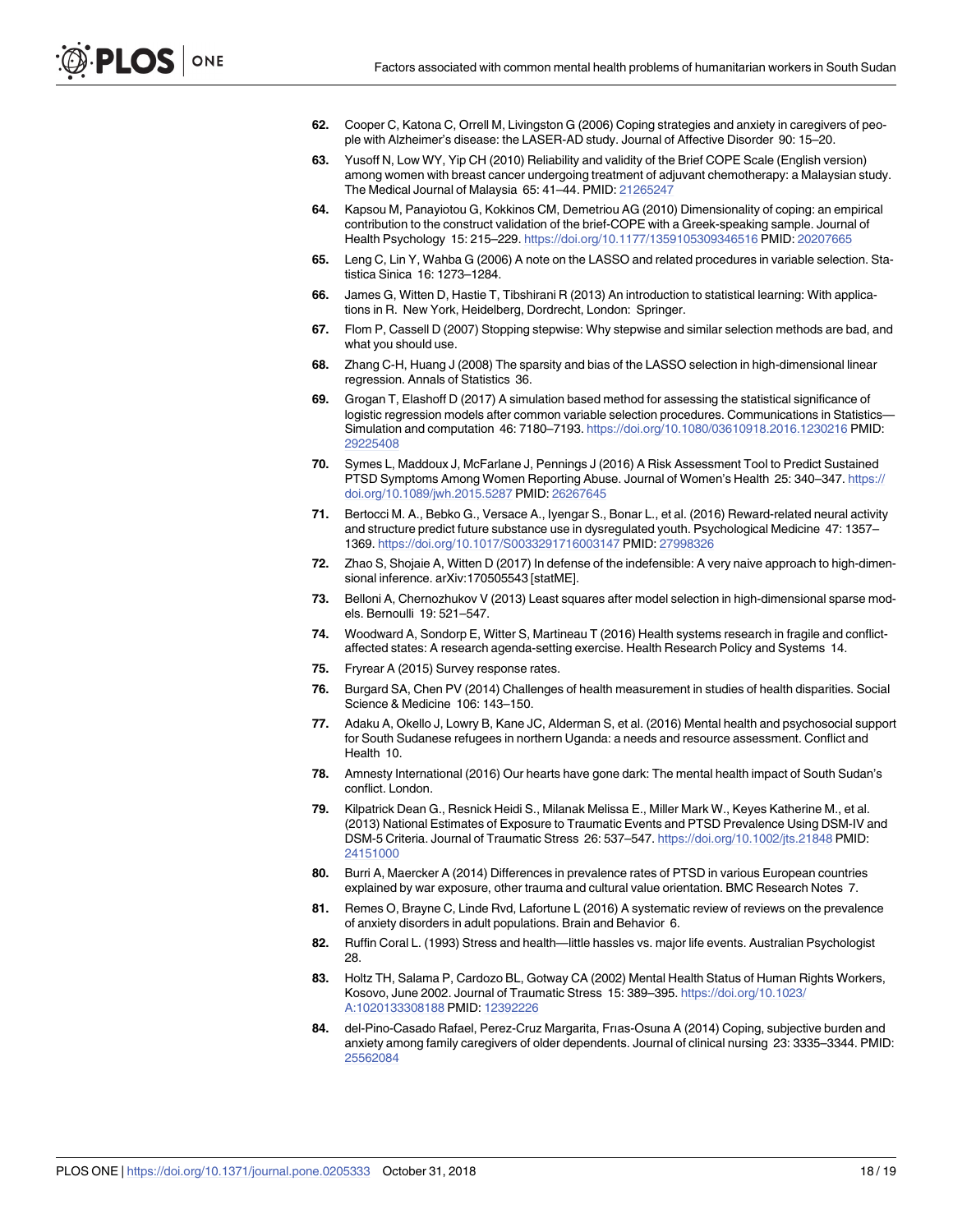62. Cooper C, Katona C, Orrell M, Livingston G (2006) Coping strategies and anxiety in caregivers of people with Alzheimer's disease: the LASER-AD study. Journal of Affective Disorder 90: 15–20.
63. Yusoff N, Low WY, Yip CH (2010) Reliability and validity of the Brief COPE Scale (English version) among women with breast cancer undergoing treatment of adjuvant chemotherapy: a Malaysian study. The Medical Journal of Malaysia 65: 41–44. PMID: 21265247
64. Kapsou M, Panayiotou G, Kokkinos CM, Demetriou AG (2010) Dimensionality of coping: an empirical contribution to the construct validation of the brief-COPE with a Greek-speaking sample. Journal of Health Psychology 15: 215–229. https://doi.org/10.1177/1359105309346516 PMID: 20207665
65. Leng C, Lin Y, Wahba G (2006) A note on the LASSO and related procedures in variable selection. Statistica Sinica 16: 1273–1284.
66. James G, Witten D, Hastie T, Tibshirani R (2013) An introduction to statistical learning: With applications in R. New York, Heidelberg, Dordrecht, London: Springer.
67. Flom P, Cassell D (2007) Stopping stepwise: Why stepwise and similar selection methods are bad, and what you should use.
68. Zhang C-H, Huang J (2008) The sparsity and bias of the LASSO selection in high-dimensional linear regression. Annals of Statistics 36.
69. Grogan T, Elashoff D (2017) A simulation based method for assessing the statistical significance of logistic regression models after common variable selection procedures. Communications in Statistics—Simulation and computation 46: 7180–7193. https://doi.org/10.1080/03610918.2016.1230216 PMID: 29225408
70. Symes L, Maddoux J, McFarlane J, Pennings J (2016) A Risk Assessment Tool to Predict Sustained PTSD Symptoms Among Women Reporting Abuse. Journal of Women's Health 25: 340–347. https://doi.org/10.1089/jwh.2015.5287 PMID: 26267645
71. Bertocci M. A., Bebko G., Versace A., Iyengar S., Bonar L., et al. (2016) Reward-related neural activity and structure predict future substance use in dysregulated youth. Psychological Medicine 47: 1357–1369. https://doi.org/10.1017/S0033291716003147 PMID: 27998326
72. Zhao S, Shojaie A, Witten D (2017) In defense of the indefensible: A very naive approach to high-dimensional inference. arXiv:170505543 [statME].
73. Belloni A, Chernozhukov V (2013) Least squares after model selection in high-dimensional sparse models. Bernoulli 19: 521–547.
74. Woodward A, Sondorp E, Witter S, Martineau T (2016) Health systems research in fragile and conflict-affected states: A research agenda-setting exercise. Health Research Policy and Systems 14.
75. Fryrear A (2015) Survey response rates.
76. Burgard SA, Chen PV (2014) Challenges of health measurement in studies of health disparities. Social Science & Medicine 106: 143–150.
77. Adaku A, Okello J, Lowry B, Kane JC, Alderman S, et al. (2016) Mental health and psychosocial support for South Sudanese refugees in northern Uganda: a needs and resource assessment. Conflict and Health 10.
78. Amnesty International (2016) Our hearts have gone dark: The mental health impact of South Sudan's conflict. London.
79. Kilpatrick Dean G., Resnick Heidi S., Milanak Melissa E., Miller Mark W., Keyes Katherine M., et al. (2013) National Estimates of Exposure to Traumatic Events and PTSD Prevalence Using DSM-IV and DSM-5 Criteria. Journal of Traumatic Stress 26: 537–547. https://doi.org/10.1002/jts.21848 PMID: 24151000
80. Burri A, Maercker A (2014) Differences in prevalence rates of PTSD in various European countries explained by war exposure, other trauma and cultural value orientation. BMC Research Notes 7.
81. Remes O, Brayne C, Linde Rvd, Lafortune L (2016) A systematic review of reviews on the prevalence of anxiety disorders in adult populations. Brain and Behavior 6.
82. Ruffin Coral L. (1993) Stress and health—little hassles vs. major life events. Australian Psychologist 28.
83. Holtz TH, Salama P, Cardozo BL, Gotway CA (2002) Mental Health Status of Human Rights Workers, Kosovo, June 2002. Journal of Traumatic Stress 15: 389–395. https://doi.org/10.1023/A:1020133308188 PMID: 12392226
84. del-Pino-Casado Rafael, Perez-Cruz Margarita, Frıas-Osuna A (2014) Coping, subjective burden and anxiety among family caregivers of older dependents. Journal of clinical nursing 23: 3335–3344. PMID: 25562084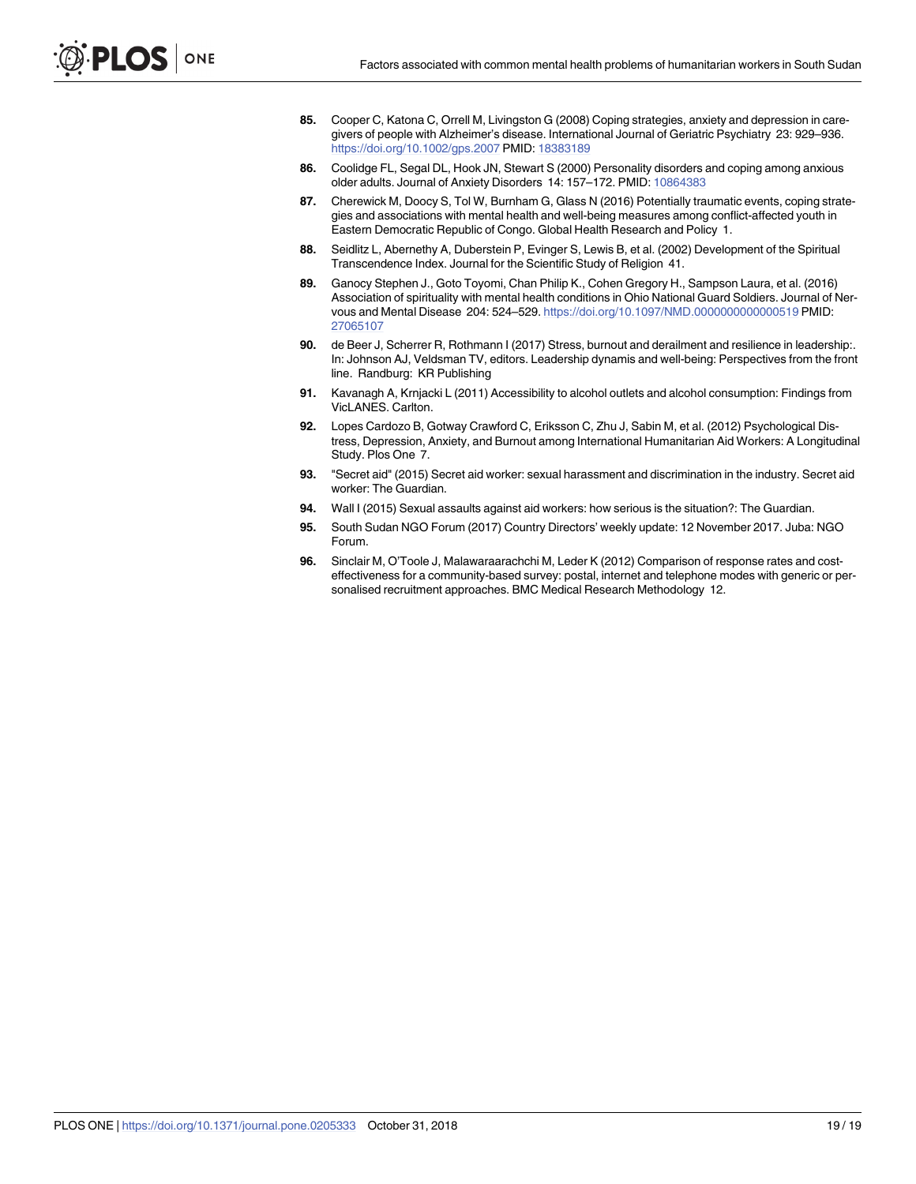85. Cooper C, Katona C, Orrell M, Livingston G (2008) Coping strategies, anxiety and depression in caregivers of people with Alzheimer's disease. International Journal of Geriatric Psychiatry 23: 929–936. https://doi.org/10.1002/gps.2007 PMID: 18383189

86. Coolidge FL, Segal DL, Hook JN, Stewart S (2000) Personality disorders and coping among anxious older adults. Journal of Anxiety Disorders 14: 157–172. PMID: 10864383

87. Cherewick M, Doocy S, Tol W, Burnham G, Glass N (2016) Potentially traumatic events, coping strategies and associations with mental health and well-being measures among conflict-affected youth in Eastern Democratic Republic of Congo. Global Health Research and Policy 1.

88. Seidlitz L, Abernethy A, Duberstein P, Evinger S, Lewis B, et al. (2002) Development of the Spiritual Transcendence Index. Journal for the Scientific Study of Religion 41.

89. Ganocy Stephen J., Goto Toyomi, Chan Philip K., Cohen Gregory H., Sampson Laura, et al. (2016) Association of spirituality with mental health conditions in Ohio National Guard Soldiers. Journal of Nervous and Mental Disease 204: 524–529. https://doi.org/10.1097/NMD.0000000000000519 PMID: 27065107

90. de Beer J, Scherrer R, Rothmann I (2017) Stress, burnout and derailment and resilience in leadership:. In: Johnson AJ, Veldsman TV, editors. Leadership dynamis and well-being: Perspectives from the front line. Randburg: KR Publishing

91. Kavanagh A, Krnjacki L (2011) Accessibility to alcohol outlets and alcohol consumption: Findings from VicLANES. Carlton.

92. Lopes Cardozo B, Gotway Crawford C, Eriksson C, Zhu J, Sabin M, et al. (2012) Psychological Distress, Depression, Anxiety, and Burnout among International Humanitarian Aid Workers: A Longitudinal Study. Plos One 7.

93. "Secret aid" (2015) Secret aid worker: sexual harassment and discrimination in the industry. Secret aid worker: The Guardian.

94. Wall I (2015) Sexual assaults against aid workers: how serious is the situation?: The Guardian.

95. South Sudan NGO Forum (2017) Country Directors' weekly update: 12 November 2017. Juba: NGO Forum.

96. Sinclair M, O'Toole J, Malawaraarachchi M, Leder K (2012) Comparison of response rates and cost-effectiveness for a community-based survey: postal, internet and telephone modes with generic or personalised recruitment approaches. BMC Medical Research Methodology 12.